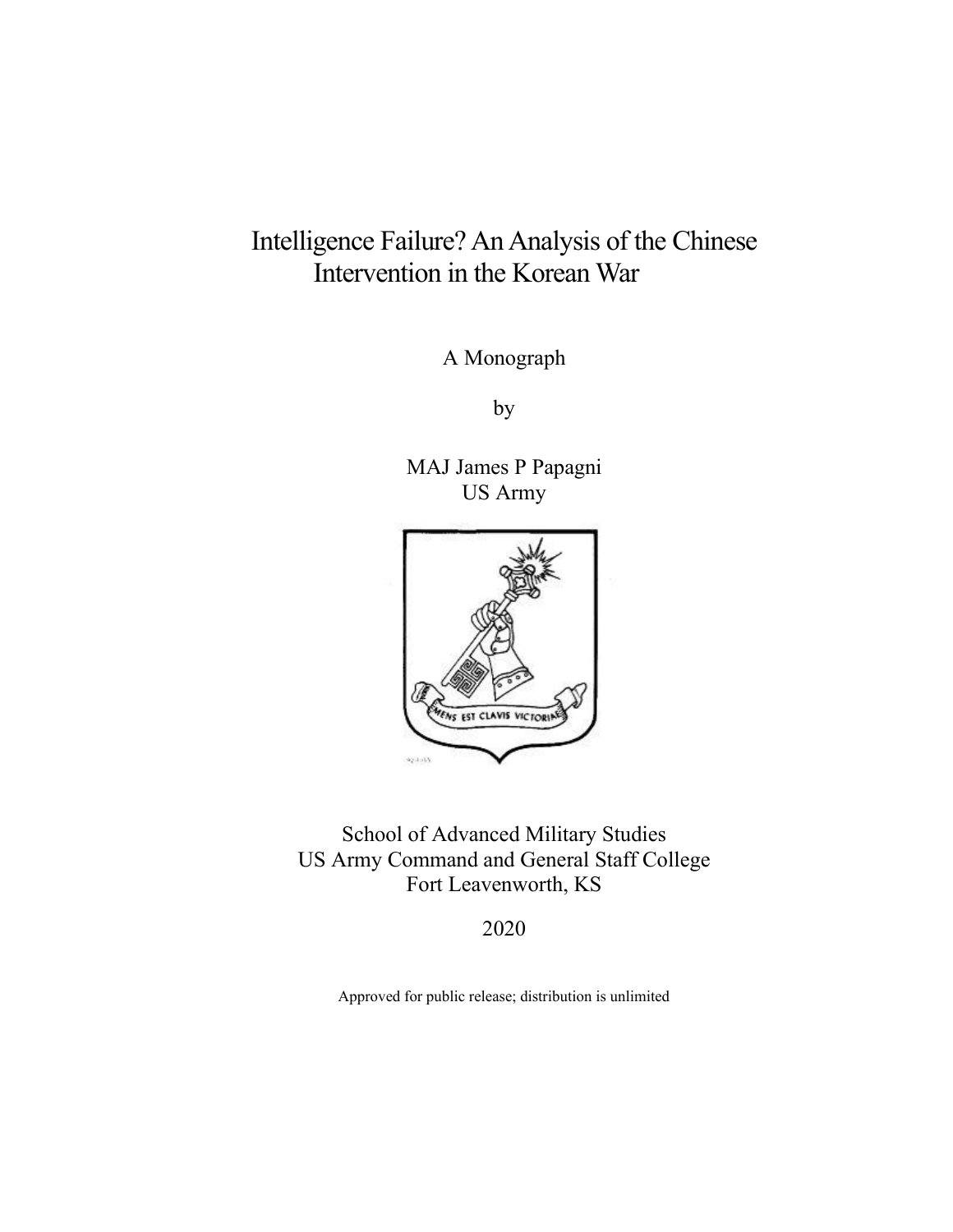# Intelligence Failure? An Analysis of the Chinese Intervention in the Korean War

A Monograph

by

MAJ James P Papagni
US Army

School of Advanced Military Studies
US Army Command and General Staff College
Fort Leavenworth, KS

2020

Approved for public release; distribution is unlimited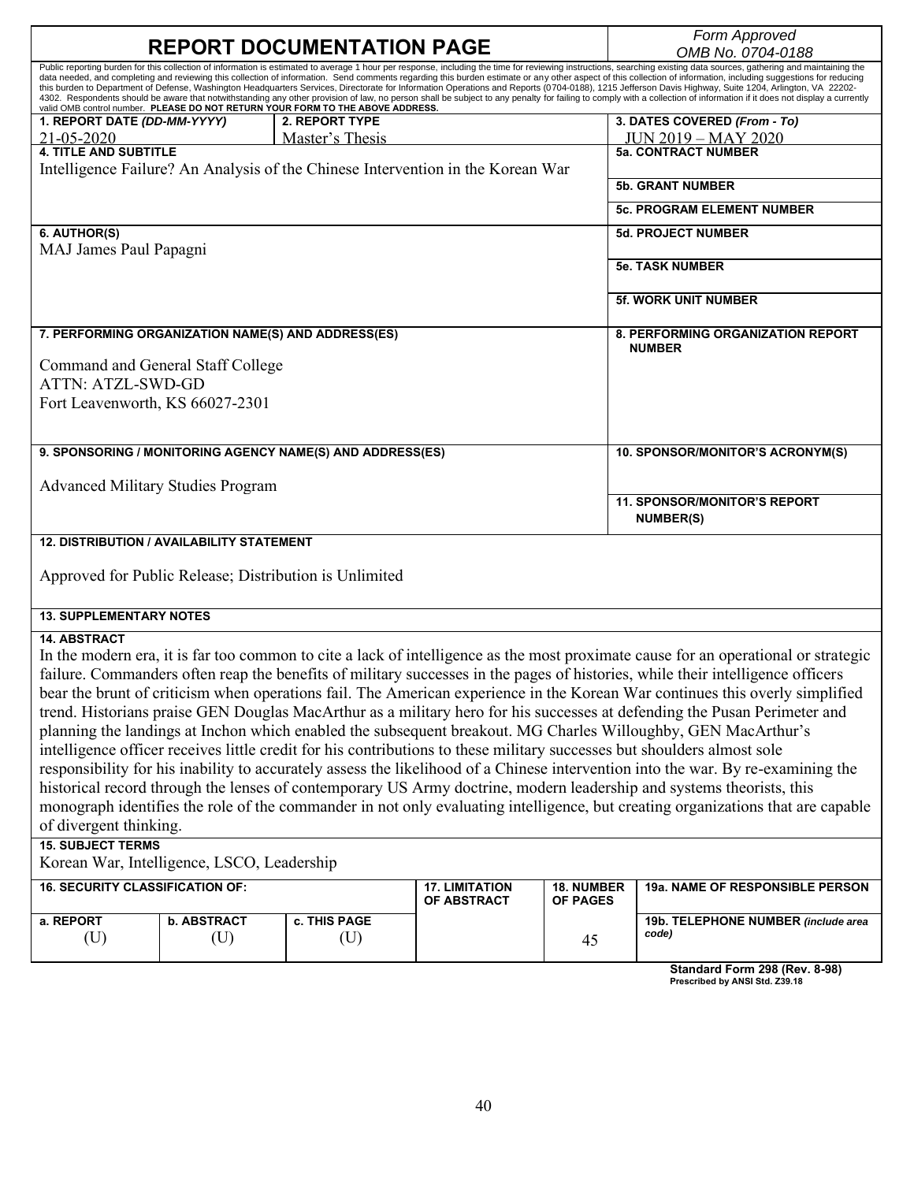# REPORT DOCUMENTATION PAGE

*Form Approved*
*OMB No. 0704-0188*

Public reporting burden for this collection of information is estimated to average 1 hour per response, including the time for reviewing instructions, searching existing data sources, gathering and maintaining the data needed, and completing and reviewing this collection of information. Send comments regarding this burden estimate or any other aspect of this collection of information, including suggestions for reducing this burden to Department of Defense, Washington Headquarters Services, Directorate for Information Operations and Reports (0704-0188), 1215 Jefferson Davis Highway, Suite 1204, Arlington, VA 22202-4302. Respondents should be aware that notwithstanding any other provision of law, no person shall be subject to any penalty for failing to comply with a collection of information if it does not display a currently valid OMB control number. **PLEASE DO NOT RETURN YOUR FORM TO THE ABOVE ADDRESS.**

| Field | Content |
|---|---|
| **1. REPORT DATE (DD-MM-YYYY)** | 21-05-2020 |
| **2. REPORT TYPE** | Master's Thesis |
| **3. DATES COVERED (From - To)** | JUN 2019 – MAY 2020 |
| **4. TITLE AND SUBTITLE** | Intelligence Failure? An Analysis of the Chinese Intervention in the Korean War |
| **5a. CONTRACT NUMBER** | |
| **5b. GRANT NUMBER** | |
| **5c. PROGRAM ELEMENT NUMBER** | |
| **6. AUTHOR(S)** | MAJ James Paul Papagni |
| **5d. PROJECT NUMBER** | |
| **5e. TASK NUMBER** | |
| **5f. WORK UNIT NUMBER** | |
| **7. PERFORMING ORGANIZATION NAME(S) AND ADDRESS(ES)** | Command and General Staff College<br>ATTN: ATZL-SWD-GD<br>Fort Leavenworth, KS 66027-2301 |
| **8. PERFORMING ORGANIZATION REPORT NUMBER** | |
| **9. SPONSORING / MONITORING AGENCY NAME(S) AND ADDRESS(ES)** | Advanced Military Studies Program |
| **10. SPONSOR/MONITOR'S ACRONYM(S)** | |
| **11. SPONSOR/MONITOR'S REPORT NUMBER(S)** | |

**12. DISTRIBUTION / AVAILABILITY STATEMENT**

Approved for Public Release; Distribution is Unlimited

**13. SUPPLEMENTARY NOTES**

**14. ABSTRACT**

In the modern era, it is far too common to cite a lack of intelligence as the most proximate cause for an operational or strategic failure. Commanders often reap the benefits of military successes in the pages of histories, while their intelligence officers bear the brunt of criticism when operations fail. The American experience in the Korean War continues this overly simplified trend. Historians praise GEN Douglas MacArthur as a military hero for his successes at defending the Pusan Perimeter and planning the landings at Inchon which enabled the subsequent breakout. MG Charles Willoughby, GEN MacArthur's intelligence officer receives little credit for his contributions to these military successes but shoulders almost sole responsibility for his inability to accurately assess the likelihood of a Chinese intervention into the war. By re-examining the historical record through the lenses of contemporary US Army doctrine, modern leadership and systems theorists, this monograph identifies the role of the commander in not only evaluating intelligence, but creating organizations that are capable of divergent thinking.

**15. SUBJECT TERMS**

Korean War, Intelligence, LSCO, Leadership

| 16. SECURITY CLASSIFICATION OF: | | | 17. LIMITATION OF ABSTRACT | 18. NUMBER OF PAGES | 19a. NAME OF RESPONSIBLE PERSON |
|---|---|---|---|---|---|
| **a. REPORT** | **b. ABSTRACT** | **c. THIS PAGE** | | | **19b. TELEPHONE NUMBER** *(include area code)* |
| (U) | (U) | (U) | | 45 | |

**Standard Form 298 (Rev. 8-98)**
**Prescribed by ANSI Std. Z39.18**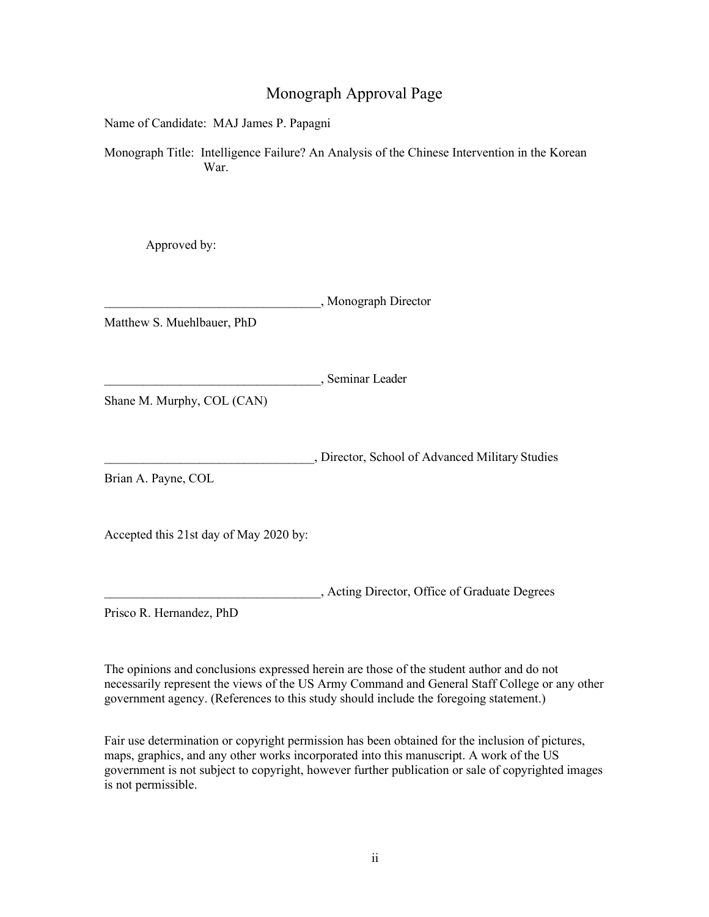# Monograph Approval Page

Name of Candidate: MAJ James P. Papagni

Monograph Title: Intelligence Failure? An Analysis of the Chinese Intervention in the Korean War.

Approved by:

__________________________________, Monograph Director
Matthew S. Muehlbauer, PhD

__________________________________, Seminar Leader
Shane M. Murphy, COL (CAN)

_________________________________, Director, School of Advanced Military Studies
Brian A. Payne, COL

Accepted this 21st day of May 2020 by:

__________________________________, Acting Director, Office of Graduate Degrees
Prisco R. Hernandez, PhD

The opinions and conclusions expressed herein are those of the student author and do not necessarily represent the views of the US Army Command and General Staff College or any other government agency. (References to this study should include the foregoing statement.)

Fair use determination or copyright permission has been obtained for the inclusion of pictures, maps, graphics, and any other works incorporated into this manuscript. A work of the US government is not subject to copyright, however further publication or sale of copyrighted images is not permissible.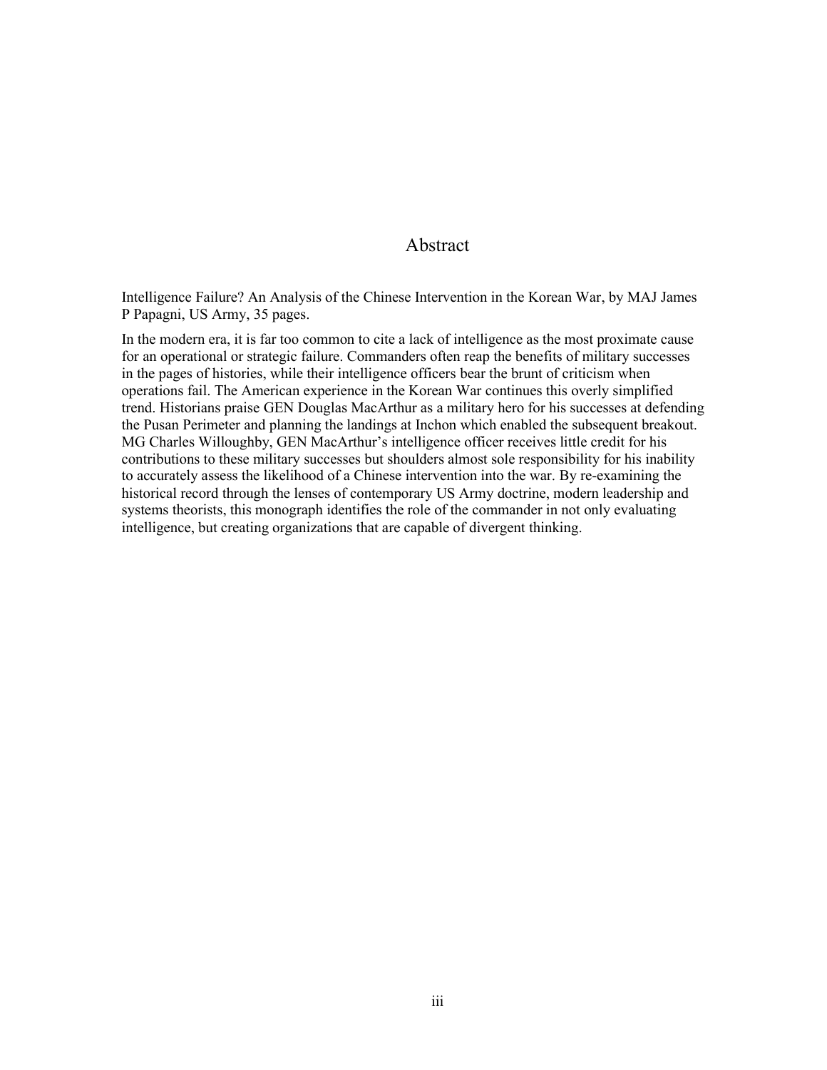# Abstract

Intelligence Failure? An Analysis of the Chinese Intervention in the Korean War, by MAJ James P Papagni, US Army, 35 pages.

In the modern era, it is far too common to cite a lack of intelligence as the most proximate cause for an operational or strategic failure. Commanders often reap the benefits of military successes in the pages of histories, while their intelligence officers bear the brunt of criticism when operations fail. The American experience in the Korean War continues this overly simplified trend. Historians praise GEN Douglas MacArthur as a military hero for his successes at defending the Pusan Perimeter and planning the landings at Inchon which enabled the subsequent breakout. MG Charles Willoughby, GEN MacArthur's intelligence officer receives little credit for his contributions to these military successes but shoulders almost sole responsibility for his inability to accurately assess the likelihood of a Chinese intervention into the war. By re-examining the historical record through the lenses of contemporary US Army doctrine, modern leadership and systems theorists, this monograph identifies the role of the commander in not only evaluating intelligence, but creating organizations that are capable of divergent thinking.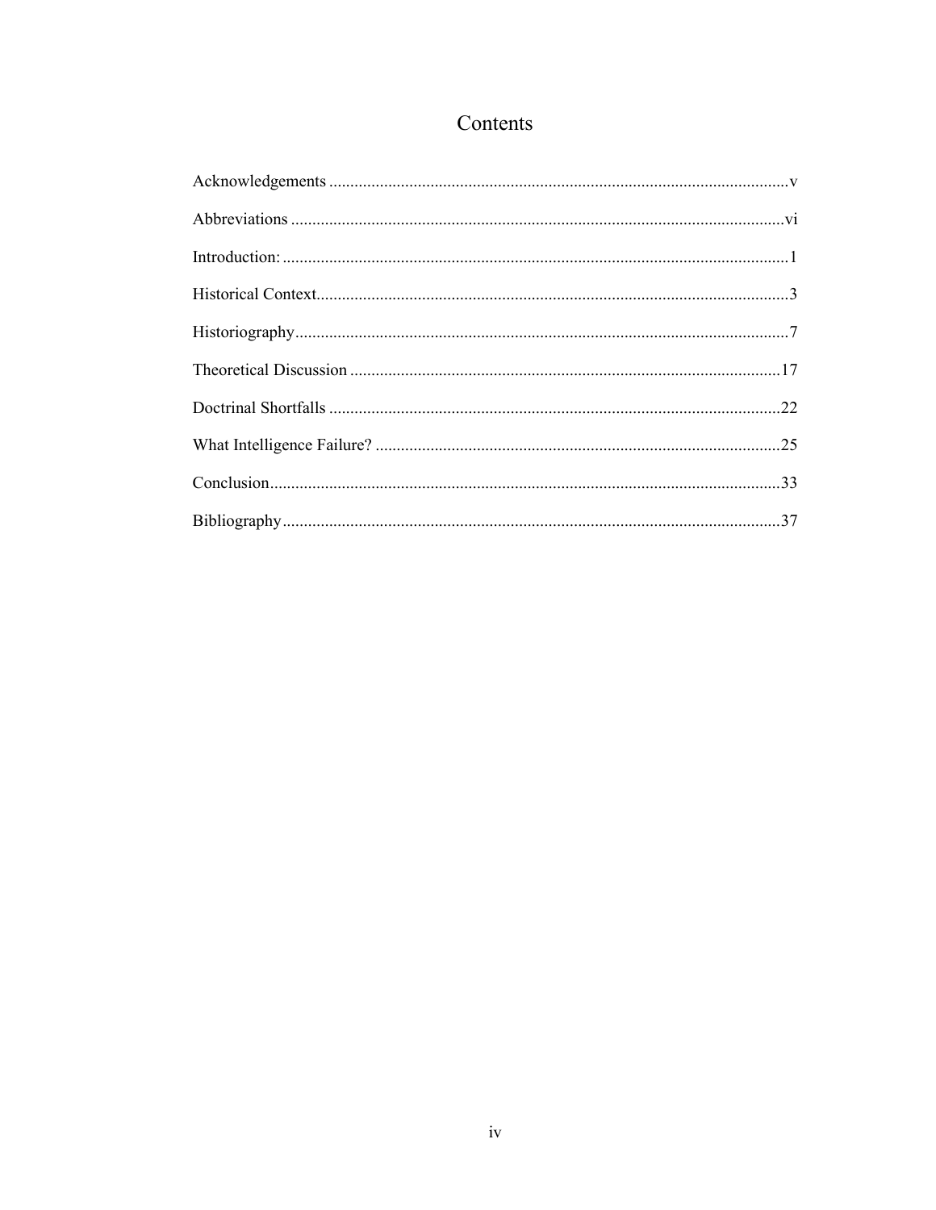# Contents

Acknowledgements ........................................................................................................v

Abbreviations ..............................................................................................................vi

Introduction: ................................................................................................................1

Historical Context.........................................................................................................3

Historiography..............................................................................................................7

Theoretical Discussion ................................................................................................17

Doctrinal Shortfalls .....................................................................................................22

What Intelligence Failure? ..........................................................................................25

Conclusion...................................................................................................................33

Bibliography................................................................................................................37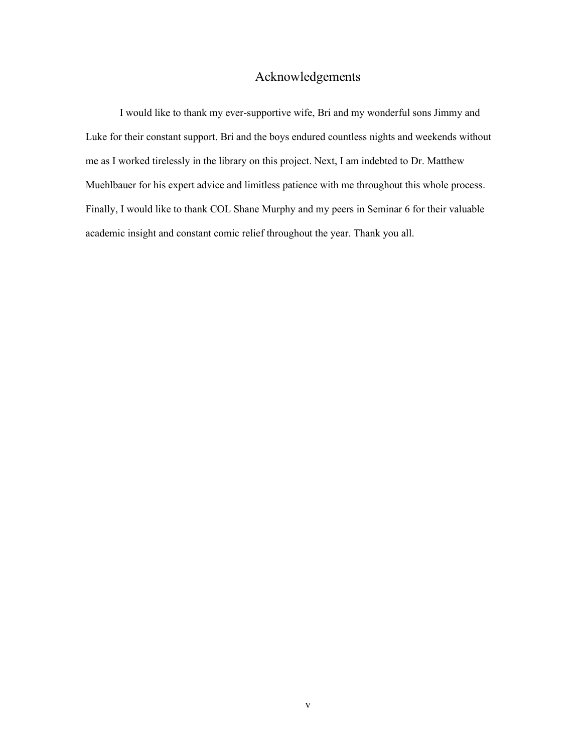# Acknowledgements

I would like to thank my ever-supportive wife, Bri and my wonderful sons Jimmy and Luke for their constant support. Bri and the boys endured countless nights and weekends without me as I worked tirelessly in the library on this project. Next, I am indebted to Dr. Matthew Muehlbauer for his expert advice and limitless patience with me throughout this whole process. Finally, I would like to thank COL Shane Murphy and my peers in Seminar 6 for their valuable academic insight and constant comic relief throughout the year. Thank you all.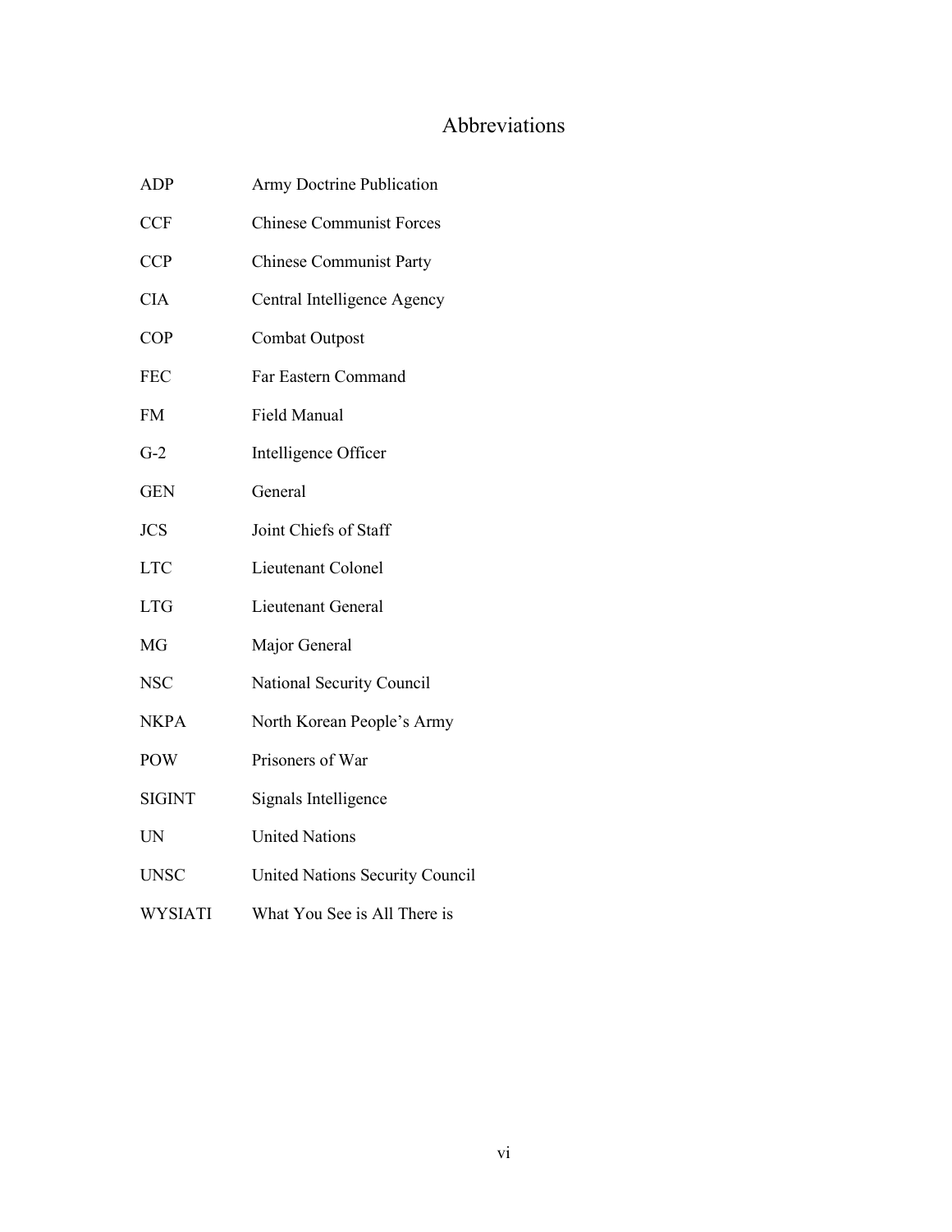# Abbreviations

| | |
|---|---|
| ADP | Army Doctrine Publication |
| CCF | Chinese Communist Forces |
| CCP | Chinese Communist Party |
| CIA | Central Intelligence Agency |
| COP | Combat Outpost |
| FEC | Far Eastern Command |
| FM | Field Manual |
| G-2 | Intelligence Officer |
| GEN | General |
| JCS | Joint Chiefs of Staff |
| LTC | Lieutenant Colonel |
| LTG | Lieutenant General |
| MG | Major General |
| NSC | National Security Council |
| NKPA | North Korean People's Army |
| POW | Prisoners of War |
| SIGINT | Signals Intelligence |
| UN | United Nations |
| UNSC | United Nations Security Council |
| WYSIATI | What You See is All There is |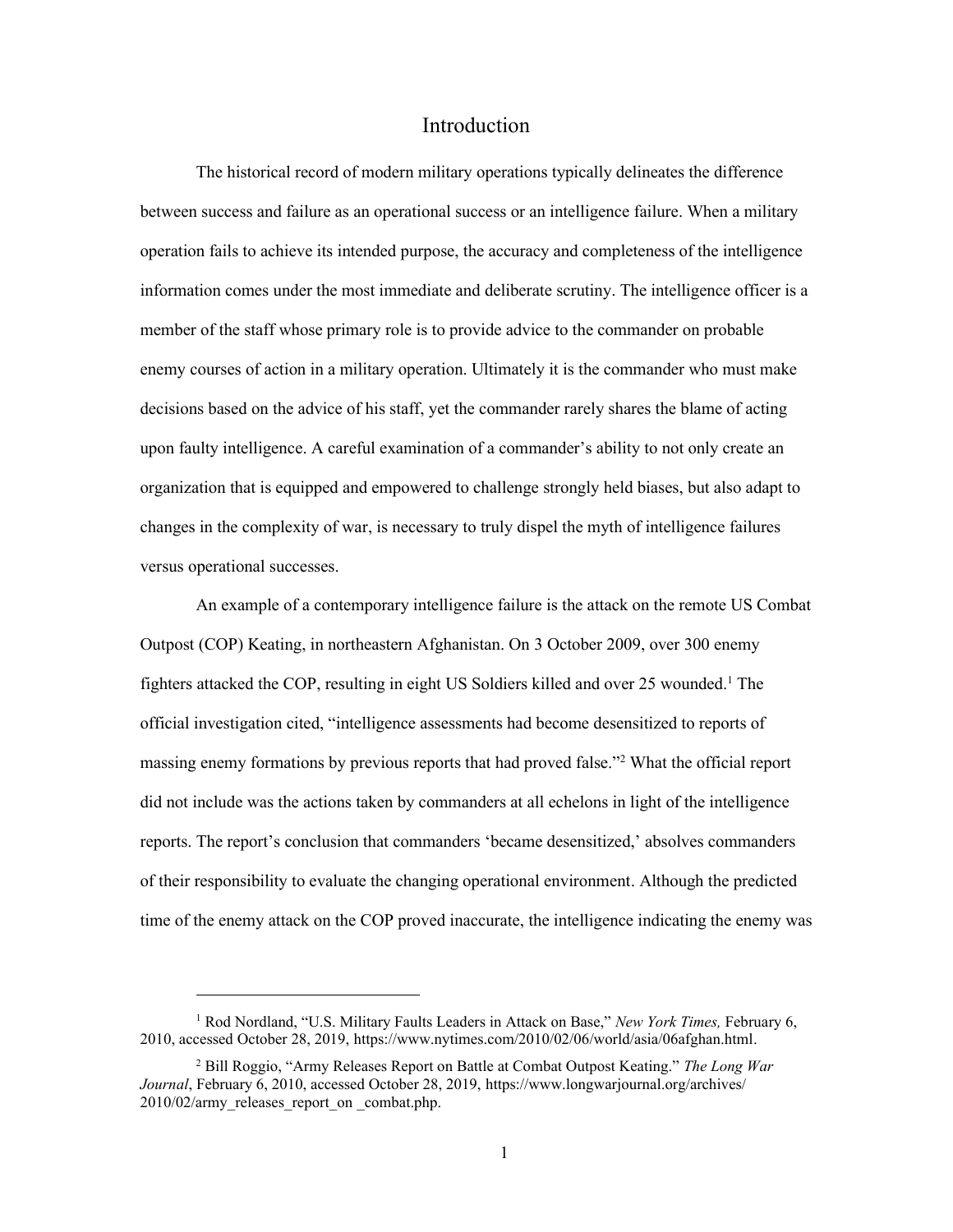# Introduction

The historical record of modern military operations typically delineates the difference between success and failure as an operational success or an intelligence failure. When a military operation fails to achieve its intended purpose, the accuracy and completeness of the intelligence information comes under the most immediate and deliberate scrutiny. The intelligence officer is a member of the staff whose primary role is to provide advice to the commander on probable enemy courses of action in a military operation. Ultimately it is the commander who must make decisions based on the advice of his staff, yet the commander rarely shares the blame of acting upon faulty intelligence. A careful examination of a commander's ability to not only create an organization that is equipped and empowered to challenge strongly held biases, but also adapt to changes in the complexity of war, is necessary to truly dispel the myth of intelligence failures versus operational successes.

An example of a contemporary intelligence failure is the attack on the remote US Combat Outpost (COP) Keating, in northeastern Afghanistan. On 3 October 2009, over 300 enemy fighters attacked the COP, resulting in eight US Soldiers killed and over 25 wounded.[1] The official investigation cited, "intelligence assessments had become desensitized to reports of massing enemy formations by previous reports that had proved false."[2] What the official report did not include was the actions taken by commanders at all echelons in light of the intelligence reports. The report's conclusion that commanders 'became desensitized,' absolves commanders of their responsibility to evaluate the changing operational environment. Although the predicted time of the enemy attack on the COP proved inaccurate, the intelligence indicating the enemy was

---

[1] Rod Nordland, "U.S. Military Faults Leaders in Attack on Base," *New York Times,* February 6, 2010, accessed October 28, 2019, https://www.nytimes.com/2010/02/06/world/asia/06afghan.html.

[2] Bill Roggio, "Army Releases Report on Battle at Combat Outpost Keating." *The Long War Journal*, February 6, 2010, accessed October 28, 2019, https://www.longwarjournal.org/archives/2010/02/army_releases_report_on _combat.php.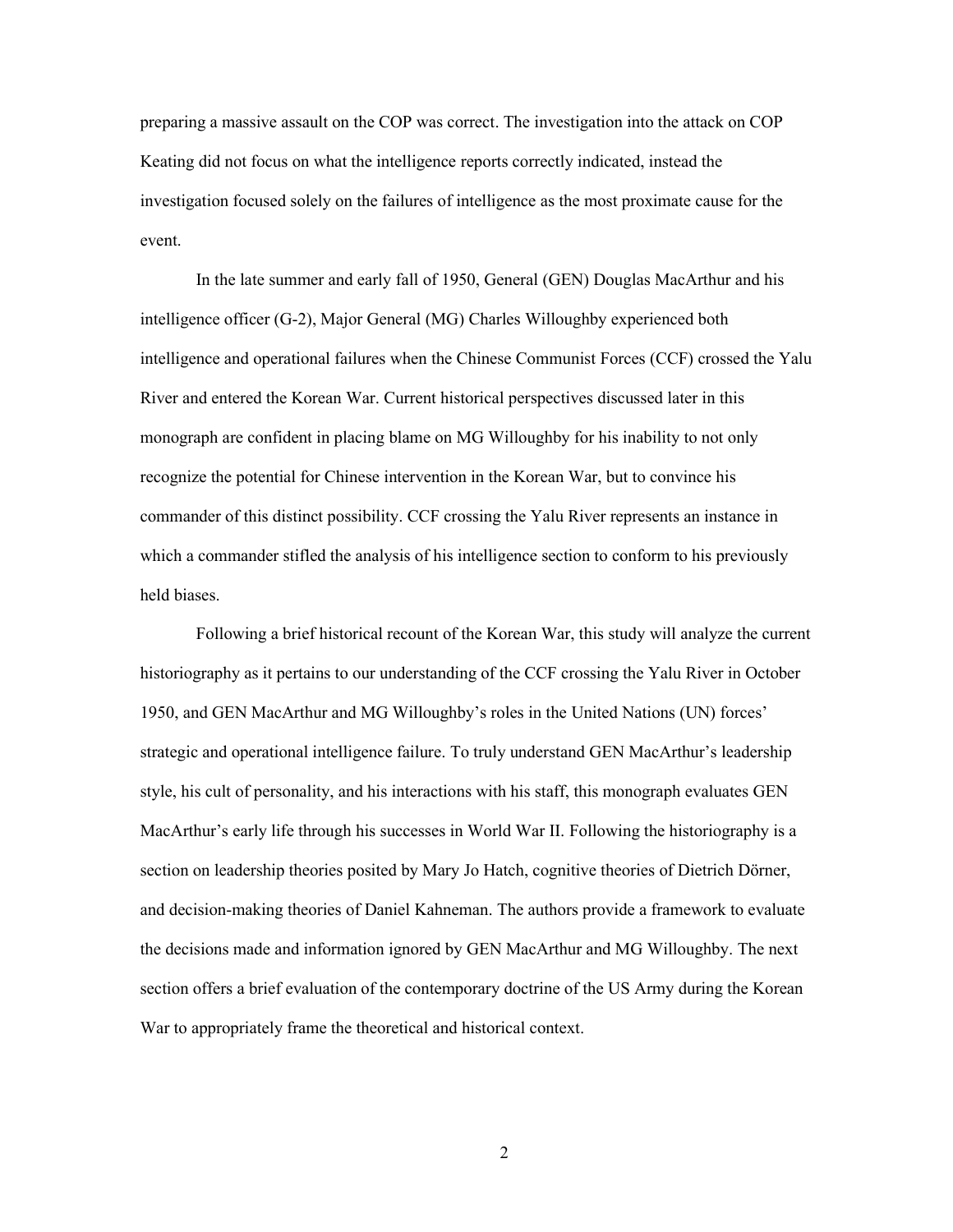preparing a massive assault on the COP was correct. The investigation into the attack on COP Keating did not focus on what the intelligence reports correctly indicated, instead the investigation focused solely on the failures of intelligence as the most proximate cause for the event.

In the late summer and early fall of 1950, General (GEN) Douglas MacArthur and his intelligence officer (G-2), Major General (MG) Charles Willoughby experienced both intelligence and operational failures when the Chinese Communist Forces (CCF) crossed the Yalu River and entered the Korean War. Current historical perspectives discussed later in this monograph are confident in placing blame on MG Willoughby for his inability to not only recognize the potential for Chinese intervention in the Korean War, but to convince his commander of this distinct possibility. CCF crossing the Yalu River represents an instance in which a commander stifled the analysis of his intelligence section to conform to his previously held biases.

Following a brief historical recount of the Korean War, this study will analyze the current historiography as it pertains to our understanding of the CCF crossing the Yalu River in October 1950, and GEN MacArthur and MG Willoughby's roles in the United Nations (UN) forces' strategic and operational intelligence failure. To truly understand GEN MacArthur's leadership style, his cult of personality, and his interactions with his staff, this monograph evaluates GEN MacArthur's early life through his successes in World War II. Following the historiography is a section on leadership theories posited by Mary Jo Hatch, cognitive theories of Dietrich Dörner, and decision-making theories of Daniel Kahneman. The authors provide a framework to evaluate the decisions made and information ignored by GEN MacArthur and MG Willoughby. The next section offers a brief evaluation of the contemporary doctrine of the US Army during the Korean War to appropriately frame the theoretical and historical context.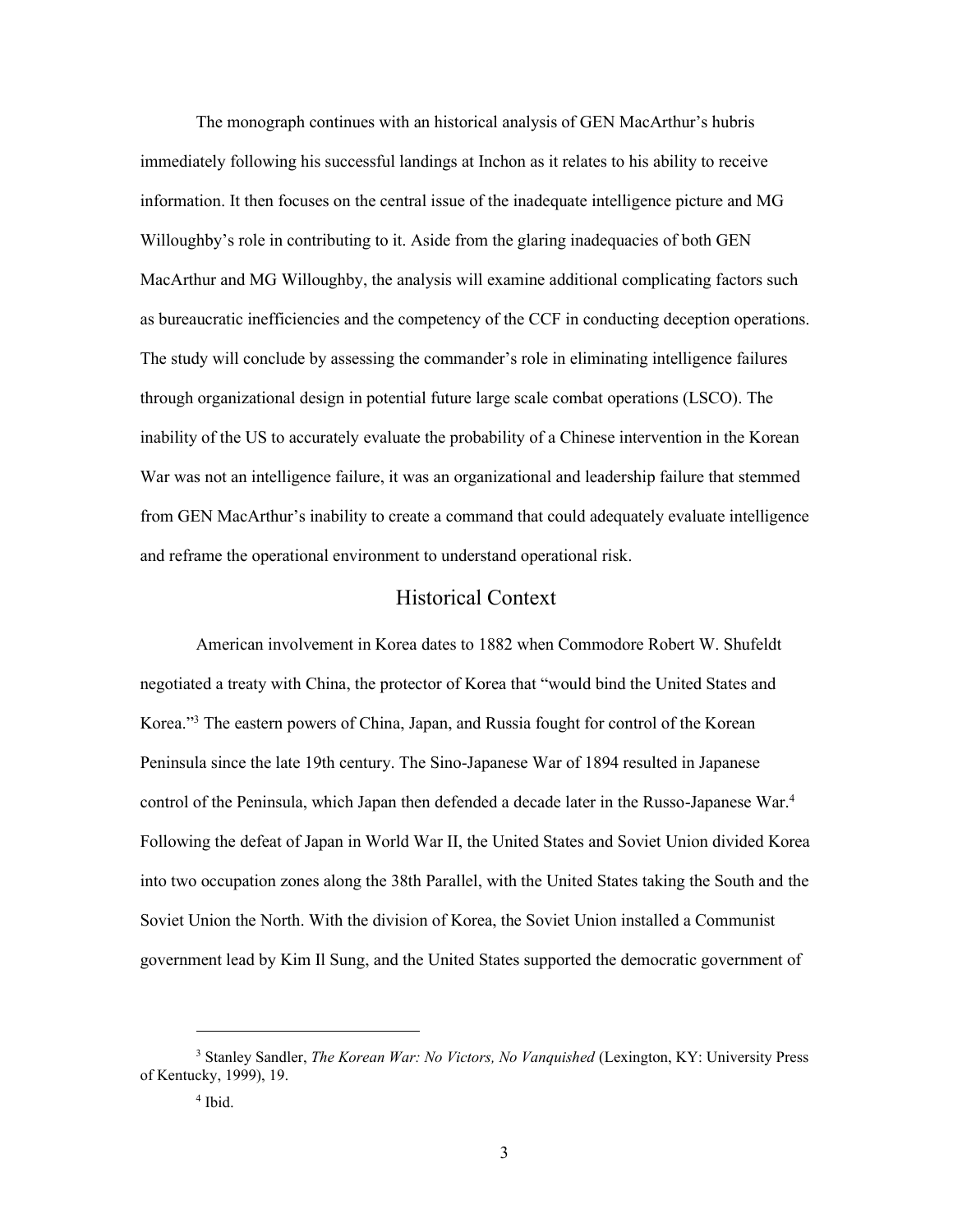The monograph continues with an historical analysis of GEN MacArthur's hubris immediately following his successful landings at Inchon as it relates to his ability to receive information. It then focuses on the central issue of the inadequate intelligence picture and MG Willoughby's role in contributing to it. Aside from the glaring inadequacies of both GEN MacArthur and MG Willoughby, the analysis will examine additional complicating factors such as bureaucratic inefficiencies and the competency of the CCF in conducting deception operations. The study will conclude by assessing the commander's role in eliminating intelligence failures through organizational design in potential future large scale combat operations (LSCO). The inability of the US to accurately evaluate the probability of a Chinese intervention in the Korean War was not an intelligence failure, it was an organizational and leadership failure that stemmed from GEN MacArthur's inability to create a command that could adequately evaluate intelligence and reframe the operational environment to understand operational risk.

## Historical Context

American involvement in Korea dates to 1882 when Commodore Robert W. Shufeldt negotiated a treaty with China, the protector of Korea that "would bind the United States and Korea."[3] The eastern powers of China, Japan, and Russia fought for control of the Korean Peninsula since the late 19th century. The Sino-Japanese War of 1894 resulted in Japanese control of the Peninsula, which Japan then defended a decade later in the Russo-Japanese War.[4] Following the defeat of Japan in World War II, the United States and Soviet Union divided Korea into two occupation zones along the 38th Parallel, with the United States taking the South and the Soviet Union the North. With the division of Korea, the Soviet Union installed a Communist government lead by Kim Il Sung, and the United States supported the democratic government of

---

[3] Stanley Sandler, *The Korean War: No Victors, No Vanquished* (Lexington, KY: University Press of Kentucky, 1999), 19.

[4] Ibid.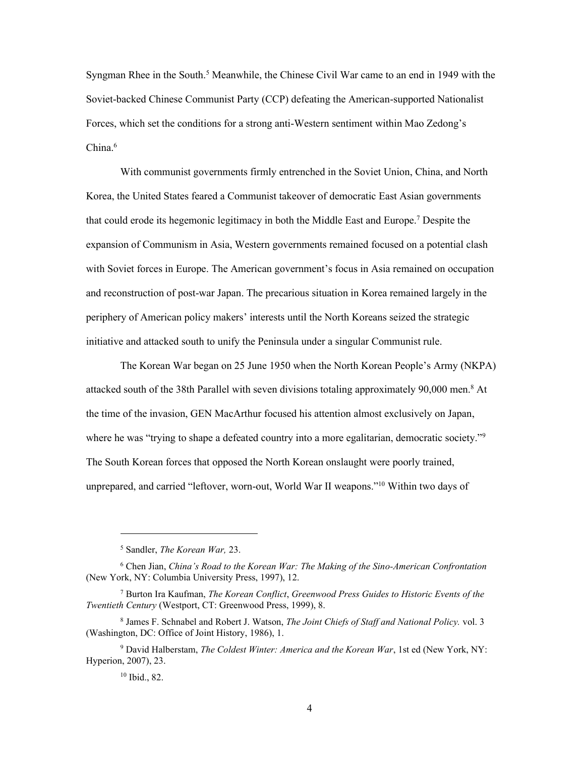Syngman Rhee in the South.[5] Meanwhile, the Chinese Civil War came to an end in 1949 with the Soviet-backed Chinese Communist Party (CCP) defeating the American-supported Nationalist Forces, which set the conditions for a strong anti-Western sentiment within Mao Zedong's China.[6]

With communist governments firmly entrenched in the Soviet Union, China, and North Korea, the United States feared a Communist takeover of democratic East Asian governments that could erode its hegemonic legitimacy in both the Middle East and Europe.[7] Despite the expansion of Communism in Asia, Western governments remained focused on a potential clash with Soviet forces in Europe. The American government's focus in Asia remained on occupation and reconstruction of post-war Japan. The precarious situation in Korea remained largely in the periphery of American policy makers' interests until the North Koreans seized the strategic initiative and attacked south to unify the Peninsula under a singular Communist rule.

The Korean War began on 25 June 1950 when the North Korean People's Army (NKPA) attacked south of the 38th Parallel with seven divisions totaling approximately 90,000 men.[8] At the time of the invasion, GEN MacArthur focused his attention almost exclusively on Japan, where he was "trying to shape a defeated country into a more egalitarian, democratic society."[9] The South Korean forces that opposed the North Korean onslaught were poorly trained, unprepared, and carried "leftover, worn-out, World War II weapons."[10] Within two days of

---

[5] Sandler, *The Korean War,* 23.

[6] Chen Jian, *China's Road to the Korean War: The Making of the Sino-American Confrontation* (New York, NY: Columbia University Press, 1997), 12.

[7] Burton Ira Kaufman, *The Korean Conflict*, *Greenwood Press Guides to Historic Events of the Twentieth Century* (Westport, CT: Greenwood Press, 1999), 8.

[8] James F. Schnabel and Robert J. Watson, *The Joint Chiefs of Staff and National Policy.* vol. 3 (Washington, DC: Office of Joint History, 1986), 1.

[9] David Halberstam, *The Coldest Winter: America and the Korean War*, 1st ed (New York, NY: Hyperion, 2007), 23.

[10] Ibid., 82.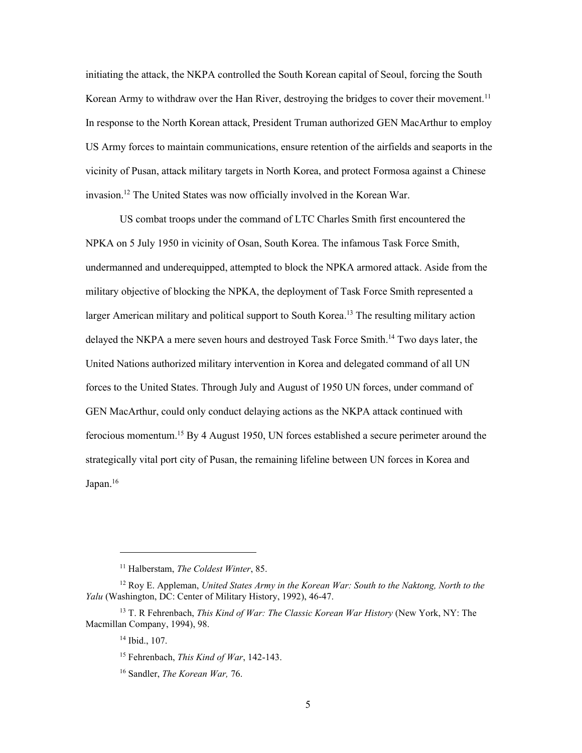initiating the attack, the NKPA controlled the South Korean capital of Seoul, forcing the South Korean Army to withdraw over the Han River, destroying the bridges to cover their movement.[11] In response to the North Korean attack, President Truman authorized GEN MacArthur to employ US Army forces to maintain communications, ensure retention of the airfields and seaports in the vicinity of Pusan, attack military targets in North Korea, and protect Formosa against a Chinese invasion.[12] The United States was now officially involved in the Korean War.

US combat troops under the command of LTC Charles Smith first encountered the NPKA on 5 July 1950 in vicinity of Osan, South Korea. The infamous Task Force Smith, undermanned and underequipped, attempted to block the NPKA armored attack. Aside from the military objective of blocking the NPKA, the deployment of Task Force Smith represented a larger American military and political support to South Korea.[13] The resulting military action delayed the NKPA a mere seven hours and destroyed Task Force Smith.[14] Two days later, the United Nations authorized military intervention in Korea and delegated command of all UN forces to the United States. Through July and August of 1950 UN forces, under command of GEN MacArthur, could only conduct delaying actions as the NKPA attack continued with ferocious momentum.[15] By 4 August 1950, UN forces established a secure perimeter around the strategically vital port city of Pusan, the remaining lifeline between UN forces in Korea and Japan.[16]

---

[11] Halberstam, *The Coldest Winter*, 85.

[12] Roy E. Appleman, *United States Army in the Korean War: South to the Naktong, North to the Yalu* (Washington, DC: Center of Military History, 1992), 46-47.

[13] T. R Fehrenbach, *This Kind of War: The Classic Korean War History* (New York, NY: The Macmillan Company, 1994), 98.

[14] Ibid., 107.

[15] Fehrenbach, *This Kind of War*, 142-143.

[16] Sandler, *The Korean War,* 76.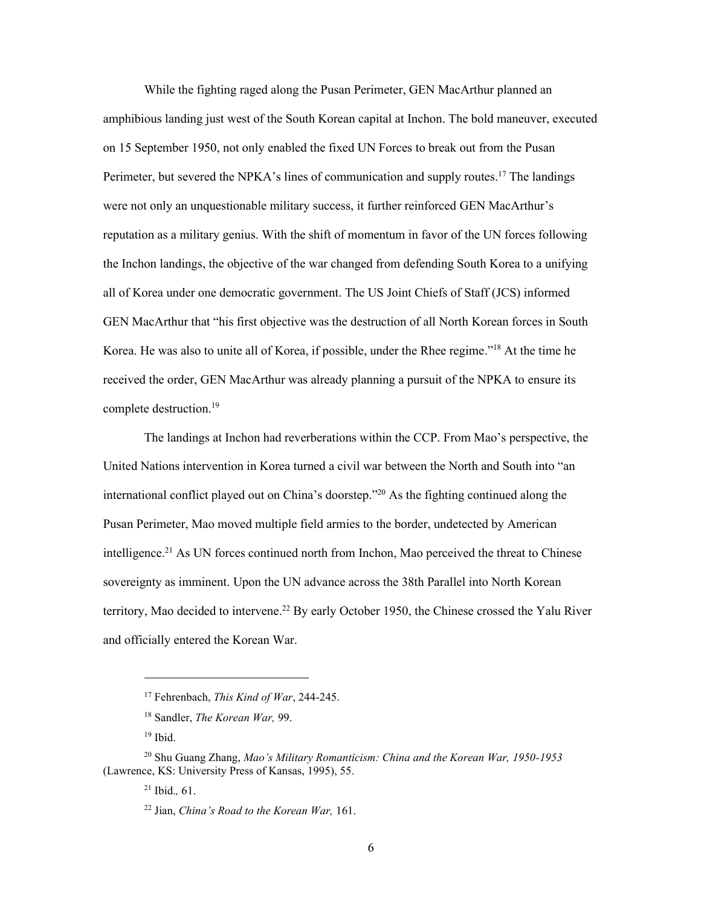While the fighting raged along the Pusan Perimeter, GEN MacArthur planned an amphibious landing just west of the South Korean capital at Inchon. The bold maneuver, executed on 15 September 1950, not only enabled the fixed UN Forces to break out from the Pusan Perimeter, but severed the NPKA's lines of communication and supply routes.[17] The landings were not only an unquestionable military success, it further reinforced GEN MacArthur's reputation as a military genius. With the shift of momentum in favor of the UN forces following the Inchon landings, the objective of the war changed from defending South Korea to a unifying all of Korea under one democratic government. The US Joint Chiefs of Staff (JCS) informed GEN MacArthur that "his first objective was the destruction of all North Korean forces in South Korea. He was also to unite all of Korea, if possible, under the Rhee regime."[18] At the time he received the order, GEN MacArthur was already planning a pursuit of the NPKA to ensure its complete destruction.[19]

The landings at Inchon had reverberations within the CCP. From Mao's perspective, the United Nations intervention in Korea turned a civil war between the North and South into "an international conflict played out on China's doorstep."[20] As the fighting continued along the Pusan Perimeter, Mao moved multiple field armies to the border, undetected by American intelligence.[21] As UN forces continued north from Inchon, Mao perceived the threat to Chinese sovereignty as imminent. Upon the UN advance across the 38th Parallel into North Korean territory, Mao decided to intervene.[22] By early October 1950, the Chinese crossed the Yalu River and officially entered the Korean War.

---

[17] Fehrenbach, *This Kind of War*, 244-245.

[18] Sandler, *The Korean War,* 99.

[19] Ibid.

[20] Shu Guang Zhang, *Mao's Military Romanticism: China and the Korean War, 1950-1953* (Lawrence, KS: University Press of Kansas, 1995), 55.

[21] Ibid.*,* 61.

[22] Jian, *China's Road to the Korean War,* 161.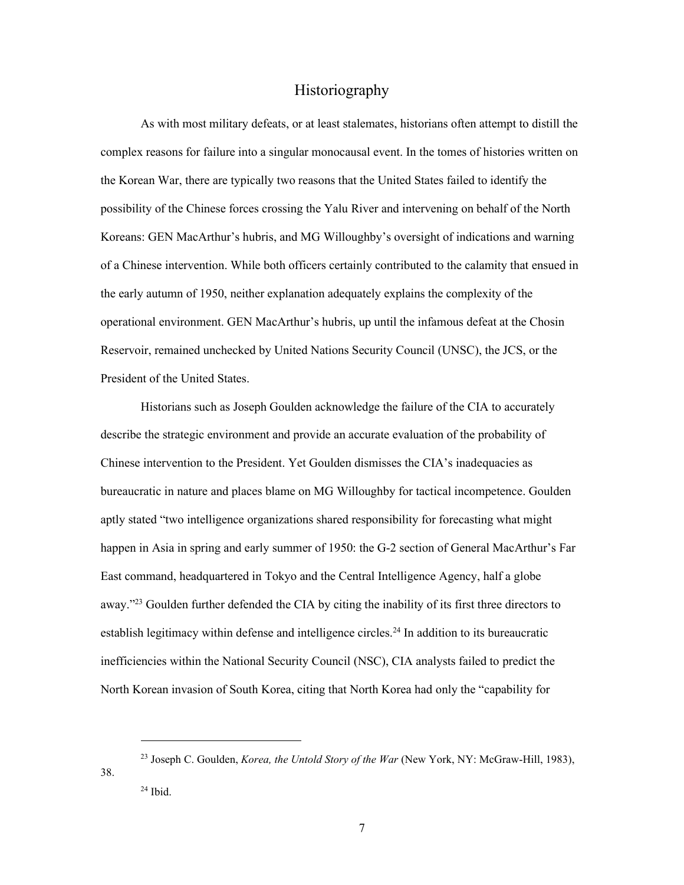## Historiography

As with most military defeats, or at least stalemates, historians often attempt to distill the complex reasons for failure into a singular monocausal event. In the tomes of histories written on the Korean War, there are typically two reasons that the United States failed to identify the possibility of the Chinese forces crossing the Yalu River and intervening on behalf of the North Koreans: GEN MacArthur's hubris, and MG Willoughby's oversight of indications and warning of a Chinese intervention. While both officers certainly contributed to the calamity that ensued in the early autumn of 1950, neither explanation adequately explains the complexity of the operational environment. GEN MacArthur's hubris, up until the infamous defeat at the Chosin Reservoir, remained unchecked by United Nations Security Council (UNSC), the JCS, or the President of the United States.

Historians such as Joseph Goulden acknowledge the failure of the CIA to accurately describe the strategic environment and provide an accurate evaluation of the probability of Chinese intervention to the President. Yet Goulden dismisses the CIA's inadequacies as bureaucratic in nature and places blame on MG Willoughby for tactical incompetence. Goulden aptly stated "two intelligence organizations shared responsibility for forecasting what might happen in Asia in spring and early summer of 1950: the G-2 section of General MacArthur's Far East command, headquartered in Tokyo and the Central Intelligence Agency, half a globe away."[23] Goulden further defended the CIA by citing the inability of its first three directors to establish legitimacy within defense and intelligence circles.[24] In addition to its bureaucratic inefficiencies within the National Security Council (NSC), CIA analysts failed to predict the North Korean invasion of South Korea, citing that North Korea had only the "capability for

---

[23] Joseph C. Goulden, *Korea, the Untold Story of the War* (New York, NY: McGraw-Hill, 1983), 38.

[24] Ibid.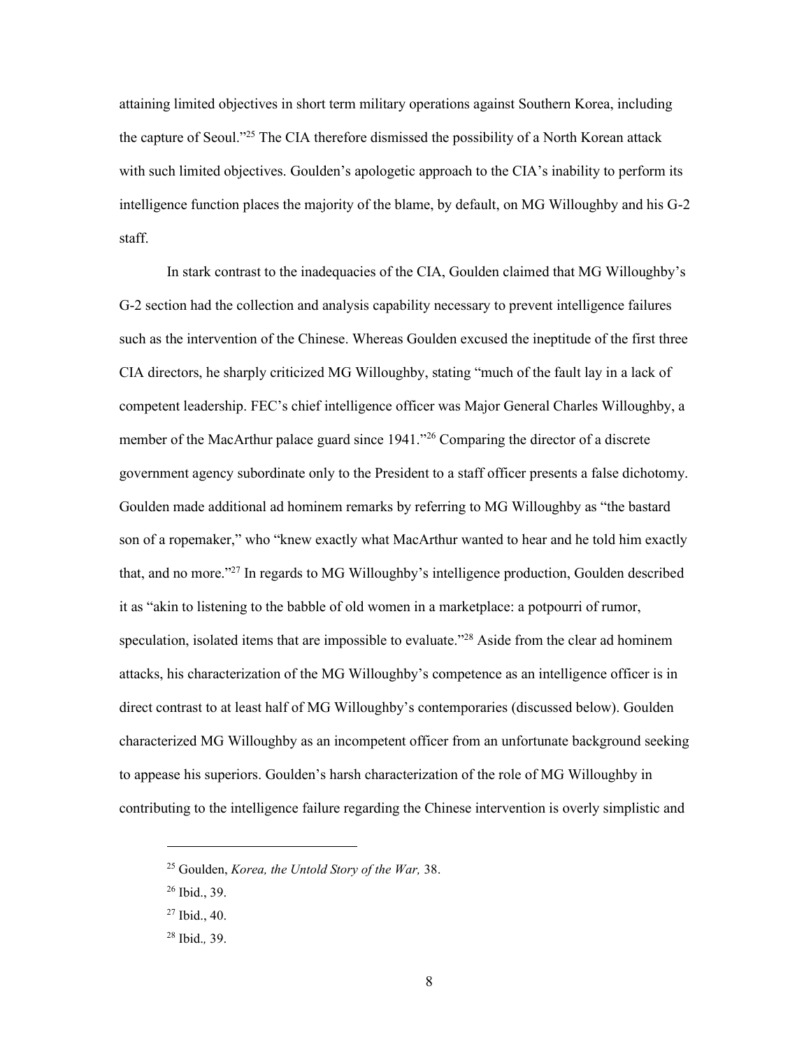attaining limited objectives in short term military operations against Southern Korea, including the capture of Seoul."[25] The CIA therefore dismissed the possibility of a North Korean attack with such limited objectives. Goulden's apologetic approach to the CIA's inability to perform its intelligence function places the majority of the blame, by default, on MG Willoughby and his G-2 staff.

In stark contrast to the inadequacies of the CIA, Goulden claimed that MG Willoughby's G-2 section had the collection and analysis capability necessary to prevent intelligence failures such as the intervention of the Chinese. Whereas Goulden excused the ineptitude of the first three CIA directors, he sharply criticized MG Willoughby, stating "much of the fault lay in a lack of competent leadership. FEC's chief intelligence officer was Major General Charles Willoughby, a member of the MacArthur palace guard since 1941."[26] Comparing the director of a discrete government agency subordinate only to the President to a staff officer presents a false dichotomy. Goulden made additional ad hominem remarks by referring to MG Willoughby as "the bastard son of a ropemaker," who "knew exactly what MacArthur wanted to hear and he told him exactly that, and no more."[27] In regards to MG Willoughby's intelligence production, Goulden described it as "akin to listening to the babble of old women in a marketplace: a potpourri of rumor, speculation, isolated items that are impossible to evaluate."[28] Aside from the clear ad hominem attacks, his characterization of the MG Willoughby's competence as an intelligence officer is in direct contrast to at least half of MG Willoughby's contemporaries (discussed below). Goulden characterized MG Willoughby as an incompetent officer from an unfortunate background seeking to appease his superiors. Goulden's harsh characterization of the role of MG Willoughby in contributing to the intelligence failure regarding the Chinese intervention is overly simplistic and

---

[25] Goulden, *Korea, the Untold Story of the War,* 38.

[26] Ibid., 39.

[27] Ibid., 40.

[28] Ibid.*,* 39.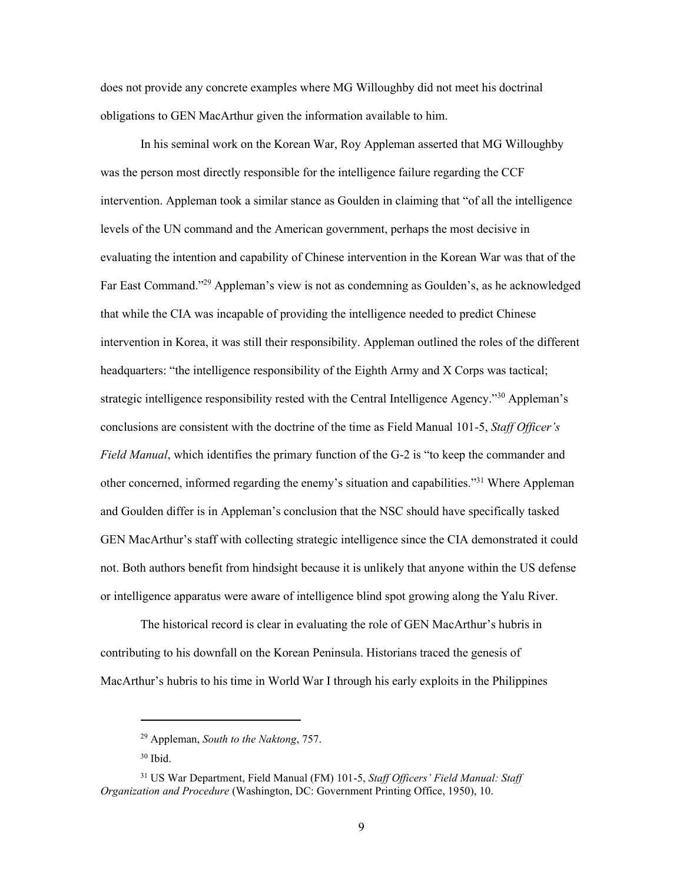does not provide any concrete examples where MG Willoughby did not meet his doctrinal obligations to GEN MacArthur given the information available to him.

In his seminal work on the Korean War, Roy Appleman asserted that MG Willoughby was the person most directly responsible for the intelligence failure regarding the CCF intervention. Appleman took a similar stance as Goulden in claiming that "of all the intelligence levels of the UN command and the American government, perhaps the most decisive in evaluating the intention and capability of Chinese intervention in the Korean War was that of the Far East Command."[29] Appleman's view is not as condemning as Goulden's, as he acknowledged that while the CIA was incapable of providing the intelligence needed to predict Chinese intervention in Korea, it was still their responsibility. Appleman outlined the roles of the different headquarters: "the intelligence responsibility of the Eighth Army and X Corps was tactical; strategic intelligence responsibility rested with the Central Intelligence Agency."[30] Appleman's conclusions are consistent with the doctrine of the time as Field Manual 101-5, *Staff Officer's Field Manual*, which identifies the primary function of the G-2 is "to keep the commander and other concerned, informed regarding the enemy's situation and capabilities."[31] Where Appleman and Goulden differ is in Appleman's conclusion that the NSC should have specifically tasked GEN MacArthur's staff with collecting strategic intelligence since the CIA demonstrated it could not. Both authors benefit from hindsight because it is unlikely that anyone within the US defense or intelligence apparatus were aware of intelligence blind spot growing along the Yalu River.

The historical record is clear in evaluating the role of GEN MacArthur's hubris in contributing to his downfall on the Korean Peninsula. Historians traced the genesis of MacArthur's hubris to his time in World War I through his early exploits in the Philippines

---

[29] Appleman, *South to the Naktong*, 757.

[30] Ibid.

[31] US War Department, Field Manual (FM) 101-5, *Staff Officers' Field Manual: Staff Organization and Procedure* (Washington, DC: Government Printing Office, 1950), 10.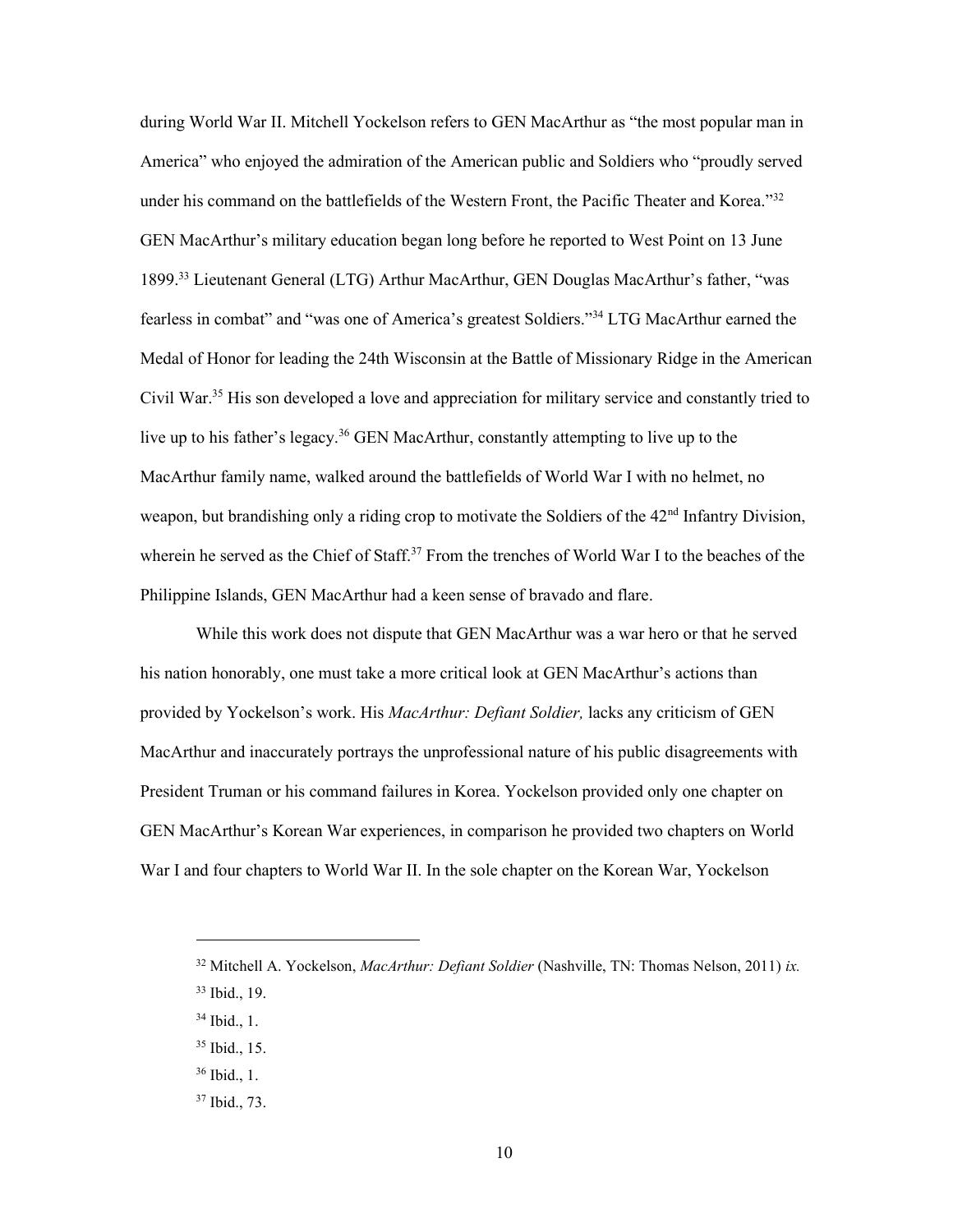during World War II. Mitchell Yockelson refers to GEN MacArthur as "the most popular man in America" who enjoyed the admiration of the American public and Soldiers who "proudly served under his command on the battlefields of the Western Front, the Pacific Theater and Korea."[32] GEN MacArthur's military education began long before he reported to West Point on 13 June 1899.[33] Lieutenant General (LTG) Arthur MacArthur, GEN Douglas MacArthur's father, "was fearless in combat" and "was one of America's greatest Soldiers."[34] LTG MacArthur earned the Medal of Honor for leading the 24th Wisconsin at the Battle of Missionary Ridge in the American Civil War.[35] His son developed a love and appreciation for military service and constantly tried to live up to his father's legacy.[36] GEN MacArthur, constantly attempting to live up to the MacArthur family name, walked around the battlefields of World War I with no helmet, no weapon, but brandishing only a riding crop to motivate the Soldiers of the 42nd Infantry Division, wherein he served as the Chief of Staff.[37] From the trenches of World War I to the beaches of the Philippine Islands, GEN MacArthur had a keen sense of bravado and flare.

While this work does not dispute that GEN MacArthur was a war hero or that he served his nation honorably, one must take a more critical look at GEN MacArthur's actions than provided by Yockelson's work. His *MacArthur: Defiant Soldier,* lacks any criticism of GEN MacArthur and inaccurately portrays the unprofessional nature of his public disagreements with President Truman or his command failures in Korea. Yockelson provided only one chapter on GEN MacArthur's Korean War experiences, in comparison he provided two chapters on World War I and four chapters to World War II. In the sole chapter on the Korean War, Yockelson

---

[32] Mitchell A. Yockelson, *MacArthur: Defiant Soldier* (Nashville, TN: Thomas Nelson, 2011) *ix.*

[33] Ibid., 19.

[34] Ibid., 1.

[35] Ibid., 15.

[36] Ibid., 1.

[37] Ibid., 73.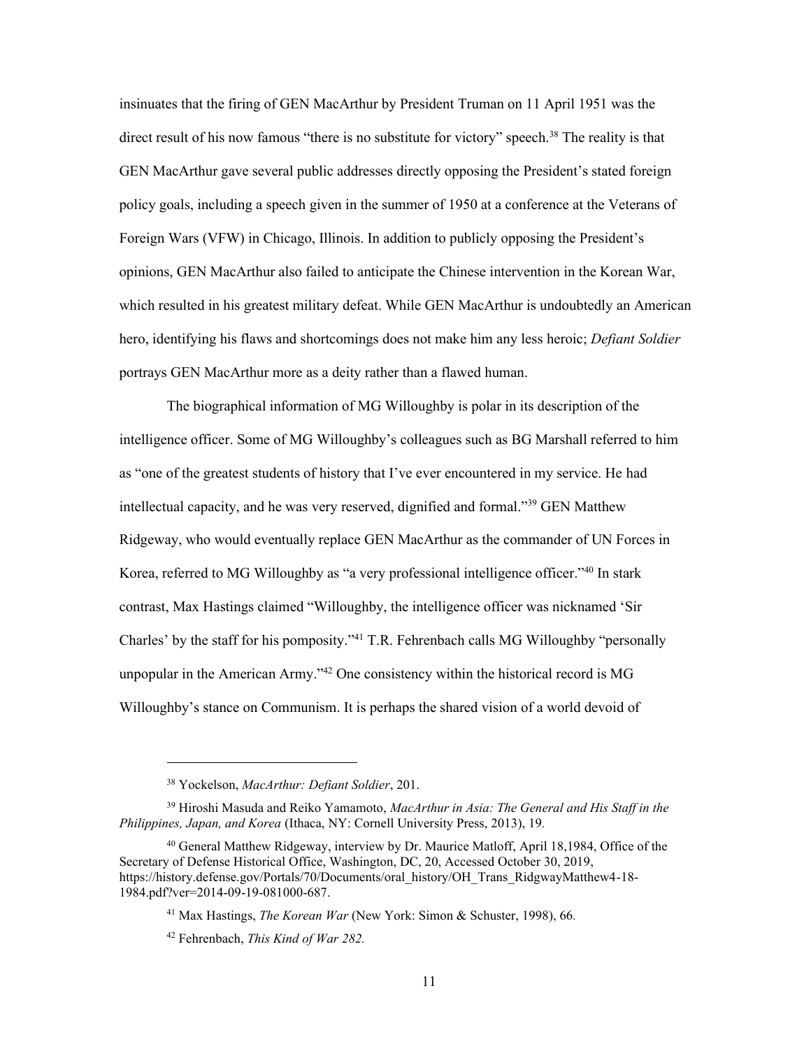insinuates that the firing of GEN MacArthur by President Truman on 11 April 1951 was the direct result of his now famous "there is no substitute for victory" speech.[38] The reality is that GEN MacArthur gave several public addresses directly opposing the President's stated foreign policy goals, including a speech given in the summer of 1950 at a conference at the Veterans of Foreign Wars (VFW) in Chicago, Illinois. In addition to publicly opposing the President's opinions, GEN MacArthur also failed to anticipate the Chinese intervention in the Korean War, which resulted in his greatest military defeat. While GEN MacArthur is undoubtedly an American hero, identifying his flaws and shortcomings does not make him any less heroic; *Defiant Soldier* portrays GEN MacArthur more as a deity rather than a flawed human.

The biographical information of MG Willoughby is polar in its description of the intelligence officer. Some of MG Willoughby's colleagues such as BG Marshall referred to him as "one of the greatest students of history that I've ever encountered in my service. He had intellectual capacity, and he was very reserved, dignified and formal."[39] GEN Matthew Ridgeway, who would eventually replace GEN MacArthur as the commander of UN Forces in Korea, referred to MG Willoughby as "a very professional intelligence officer."[40] In stark contrast, Max Hastings claimed "Willoughby, the intelligence officer was nicknamed 'Sir Charles' by the staff for his pomposity."[41] T.R. Fehrenbach calls MG Willoughby "personally unpopular in the American Army."[42] One consistency within the historical record is MG Willoughby's stance on Communism. It is perhaps the shared vision of a world devoid of

---

[38] Yockelson, *MacArthur: Defiant Soldier*, 201.

[39] Hiroshi Masuda and Reiko Yamamoto, *MacArthur in Asia: The General and His Staff in the Philippines, Japan, and Korea* (Ithaca, NY: Cornell University Press, 2013), 19.

[40] General Matthew Ridgeway, interview by Dr. Maurice Matloff, April 18,1984, Office of the Secretary of Defense Historical Office, Washington, DC, 20, Accessed October 30, 2019, https://history.defense.gov/Portals/70/Documents/oral_history/OH_Trans_RidgwayMatthew4-18-1984.pdf?ver=2014-09-19-081000-687.

[41] Max Hastings, *The Korean War* (New York: Simon & Schuster, 1998), 66.

[42] Fehrenbach, *This Kind of War 282.*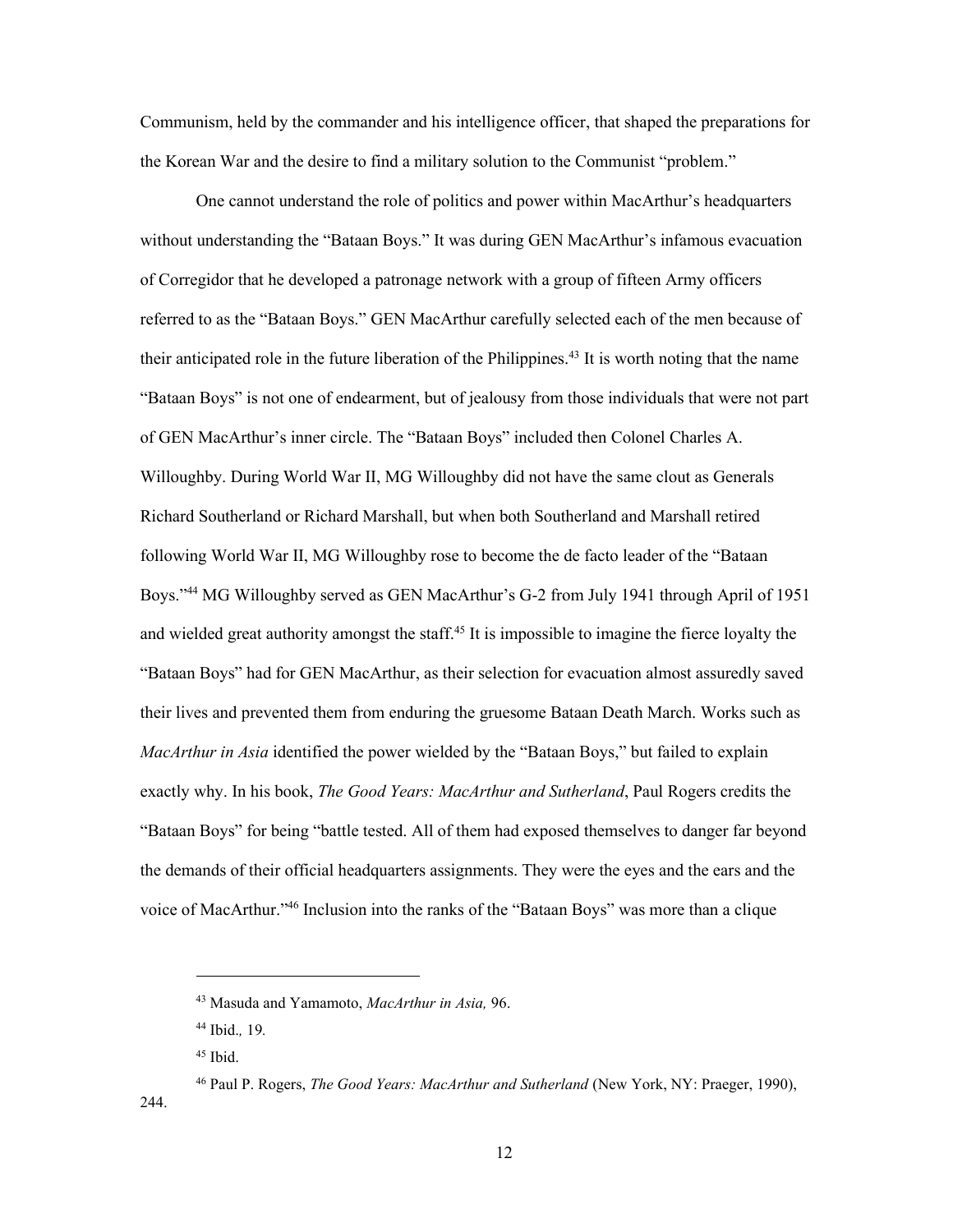Communism, held by the commander and his intelligence officer, that shaped the preparations for the Korean War and the desire to find a military solution to the Communist "problem."

One cannot understand the role of politics and power within MacArthur's headquarters without understanding the "Bataan Boys." It was during GEN MacArthur's infamous evacuation of Corregidor that he developed a patronage network with a group of fifteen Army officers referred to as the "Bataan Boys." GEN MacArthur carefully selected each of the men because of their anticipated role in the future liberation of the Philippines.[43] It is worth noting that the name "Bataan Boys" is not one of endearment, but of jealousy from those individuals that were not part of GEN MacArthur's inner circle. The "Bataan Boys" included then Colonel Charles A. Willoughby. During World War II, MG Willoughby did not have the same clout as Generals Richard Southerland or Richard Marshall, but when both Southerland and Marshall retired following World War II, MG Willoughby rose to become the de facto leader of the "Bataan Boys."[44] MG Willoughby served as GEN MacArthur's G-2 from July 1941 through April of 1951 and wielded great authority amongst the staff.[45] It is impossible to imagine the fierce loyalty the "Bataan Boys" had for GEN MacArthur, as their selection for evacuation almost assuredly saved their lives and prevented them from enduring the gruesome Bataan Death March. Works such as *MacArthur in Asia* identified the power wielded by the "Bataan Boys," but failed to explain exactly why. In his book, *The Good Years: MacArthur and Sutherland*, Paul Rogers credits the "Bataan Boys" for being "battle tested. All of them had exposed themselves to danger far beyond the demands of their official headquarters assignments. They were the eyes and the ears and the voice of MacArthur."[46] Inclusion into the ranks of the "Bataan Boys" was more than a clique

---

[43] Masuda and Yamamoto, *MacArthur in Asia,* 96.

[44] Ibid.*,* 19*.*

[45] Ibid.

[46] Paul P. Rogers, *The Good Years: MacArthur and Sutherland* (New York, NY: Praeger, 1990), 244.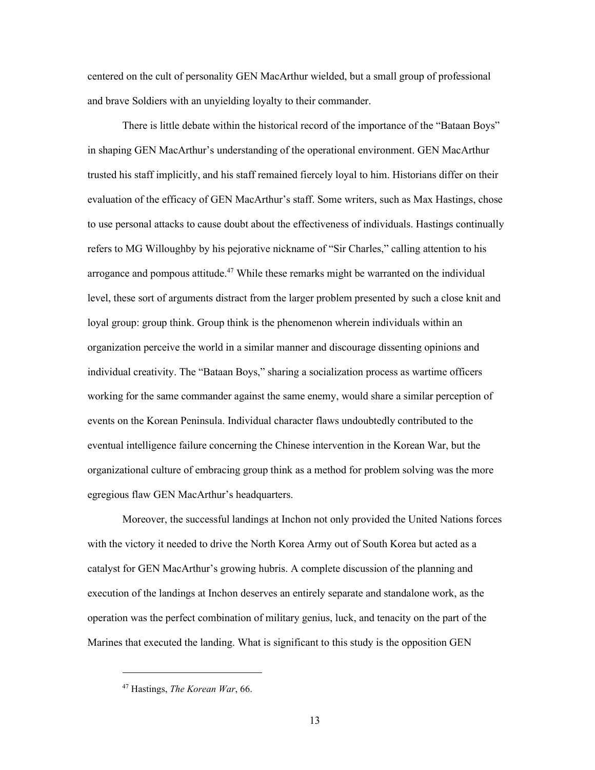centered on the cult of personality GEN MacArthur wielded, but a small group of professional and brave Soldiers with an unyielding loyalty to their commander.

There is little debate within the historical record of the importance of the "Bataan Boys" in shaping GEN MacArthur's understanding of the operational environment. GEN MacArthur trusted his staff implicitly, and his staff remained fiercely loyal to him. Historians differ on their evaluation of the efficacy of GEN MacArthur's staff. Some writers, such as Max Hastings, chose to use personal attacks to cause doubt about the effectiveness of individuals. Hastings continually refers to MG Willoughby by his pejorative nickname of "Sir Charles," calling attention to his arrogance and pompous attitude.[47] While these remarks might be warranted on the individual level, these sort of arguments distract from the larger problem presented by such a close knit and loyal group: group think. Group think is the phenomenon wherein individuals within an organization perceive the world in a similar manner and discourage dissenting opinions and individual creativity. The "Bataan Boys," sharing a socialization process as wartime officers working for the same commander against the same enemy, would share a similar perception of events on the Korean Peninsula. Individual character flaws undoubtedly contributed to the eventual intelligence failure concerning the Chinese intervention in the Korean War, but the organizational culture of embracing group think as a method for problem solving was the more egregious flaw GEN MacArthur's headquarters.

Moreover, the successful landings at Inchon not only provided the United Nations forces with the victory it needed to drive the North Korea Army out of South Korea but acted as a catalyst for GEN MacArthur's growing hubris. A complete discussion of the planning and execution of the landings at Inchon deserves an entirely separate and standalone work, as the operation was the perfect combination of military genius, luck, and tenacity on the part of the Marines that executed the landing. What is significant to this study is the opposition GEN

---

[47] Hastings, *The Korean War*, 66.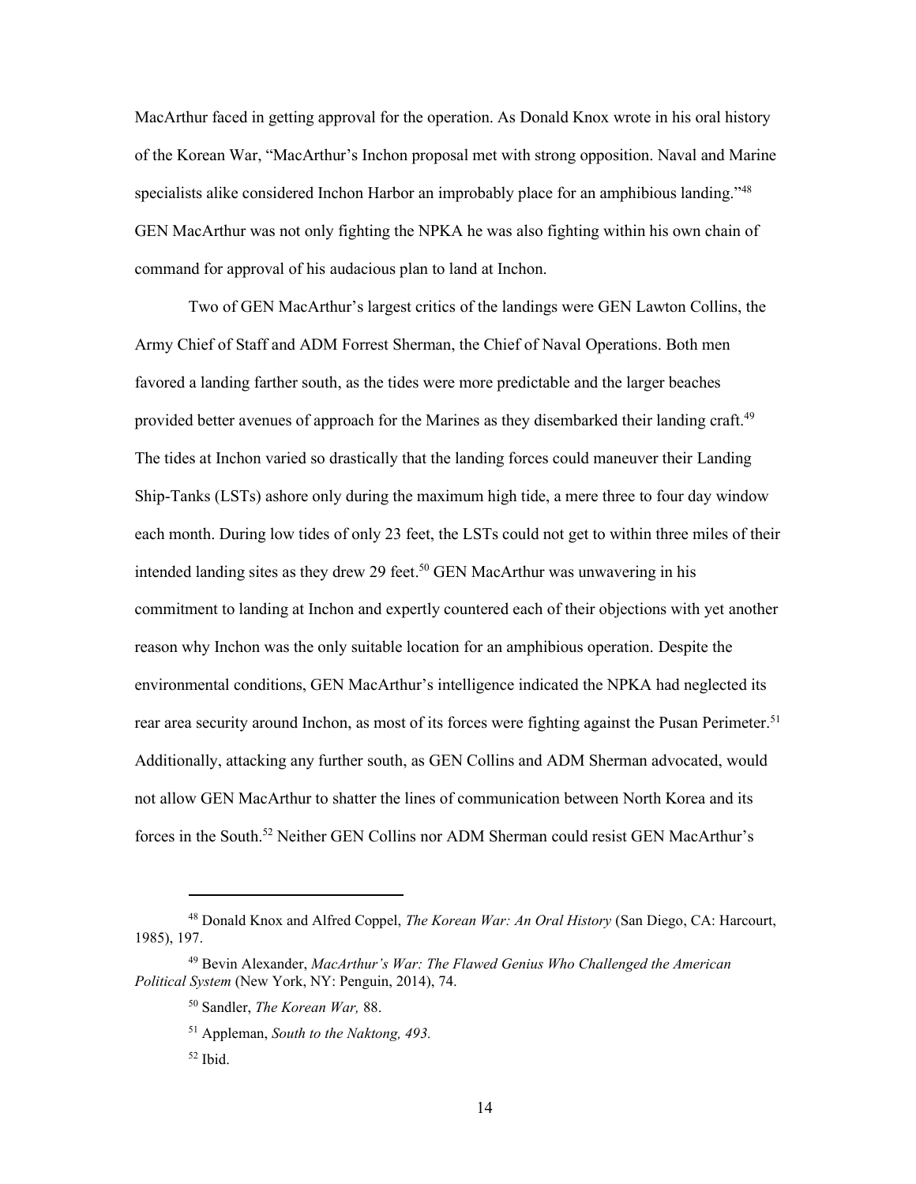MacArthur faced in getting approval for the operation. As Donald Knox wrote in his oral history of the Korean War, "MacArthur's Inchon proposal met with strong opposition. Naval and Marine specialists alike considered Inchon Harbor an improbably place for an amphibious landing."[48] GEN MacArthur was not only fighting the NPKA he was also fighting within his own chain of command for approval of his audacious plan to land at Inchon.

Two of GEN MacArthur's largest critics of the landings were GEN Lawton Collins, the Army Chief of Staff and ADM Forrest Sherman, the Chief of Naval Operations. Both men favored a landing farther south, as the tides were more predictable and the larger beaches provided better avenues of approach for the Marines as they disembarked their landing craft.[49] The tides at Inchon varied so drastically that the landing forces could maneuver their Landing Ship-Tanks (LSTs) ashore only during the maximum high tide, a mere three to four day window each month. During low tides of only 23 feet, the LSTs could not get to within three miles of their intended landing sites as they drew 29 feet.[50] GEN MacArthur was unwavering in his commitment to landing at Inchon and expertly countered each of their objections with yet another reason why Inchon was the only suitable location for an amphibious operation. Despite the environmental conditions, GEN MacArthur's intelligence indicated the NPKA had neglected its rear area security around Inchon, as most of its forces were fighting against the Pusan Perimeter.[51] Additionally, attacking any further south, as GEN Collins and ADM Sherman advocated, would not allow GEN MacArthur to shatter the lines of communication between North Korea and its forces in the South.[52] Neither GEN Collins nor ADM Sherman could resist GEN MacArthur's

---

[48] Donald Knox and Alfred Coppel, *The Korean War: An Oral History* (San Diego, CA: Harcourt, 1985), 197.

[49] Bevin Alexander, *MacArthur's War: The Flawed Genius Who Challenged the American Political System* (New York, NY: Penguin, 2014), 74.

[50] Sandler, *The Korean War,* 88.

[51] Appleman, *South to the Naktong, 493.*

[52] Ibid.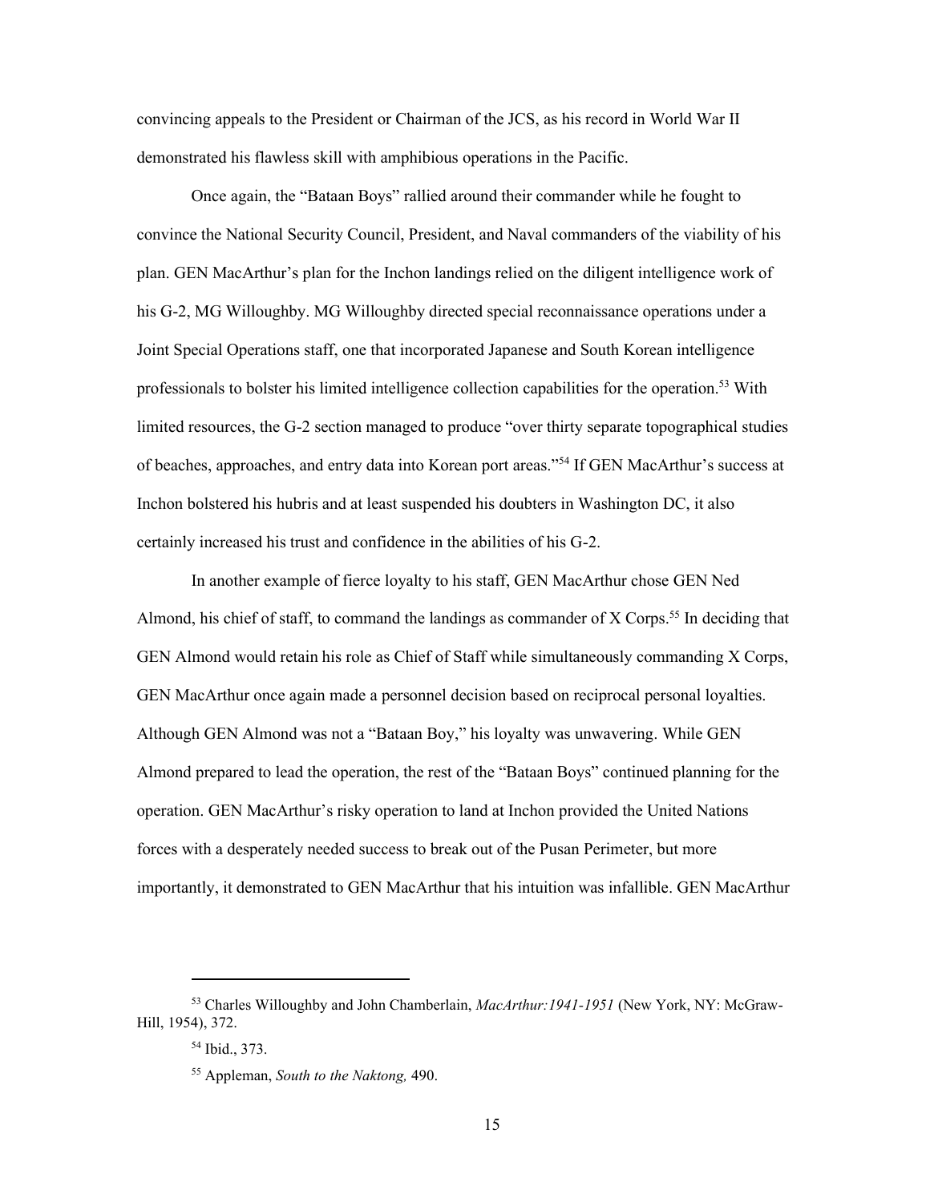convincing appeals to the President or Chairman of the JCS, as his record in World War II demonstrated his flawless skill with amphibious operations in the Pacific.

Once again, the "Bataan Boys" rallied around their commander while he fought to convince the National Security Council, President, and Naval commanders of the viability of his plan. GEN MacArthur's plan for the Inchon landings relied on the diligent intelligence work of his G-2, MG Willoughby. MG Willoughby directed special reconnaissance operations under a Joint Special Operations staff, one that incorporated Japanese and South Korean intelligence professionals to bolster his limited intelligence collection capabilities for the operation.[53] With limited resources, the G-2 section managed to produce "over thirty separate topographical studies of beaches, approaches, and entry data into Korean port areas."[54] If GEN MacArthur's success at Inchon bolstered his hubris and at least suspended his doubters in Washington DC, it also certainly increased his trust and confidence in the abilities of his G-2.

In another example of fierce loyalty to his staff, GEN MacArthur chose GEN Ned Almond, his chief of staff, to command the landings as commander of X Corps.[55] In deciding that GEN Almond would retain his role as Chief of Staff while simultaneously commanding X Corps, GEN MacArthur once again made a personnel decision based on reciprocal personal loyalties. Although GEN Almond was not a "Bataan Boy," his loyalty was unwavering. While GEN Almond prepared to lead the operation, the rest of the "Bataan Boys" continued planning for the operation. GEN MacArthur's risky operation to land at Inchon provided the United Nations forces with a desperately needed success to break out of the Pusan Perimeter, but more importantly, it demonstrated to GEN MacArthur that his intuition was infallible. GEN MacArthur

---

[53] Charles Willoughby and John Chamberlain, *MacArthur:1941-1951* (New York, NY: McGraw-Hill, 1954), 372.

[54] Ibid., 373.

[55] Appleman, *South to the Naktong,* 490.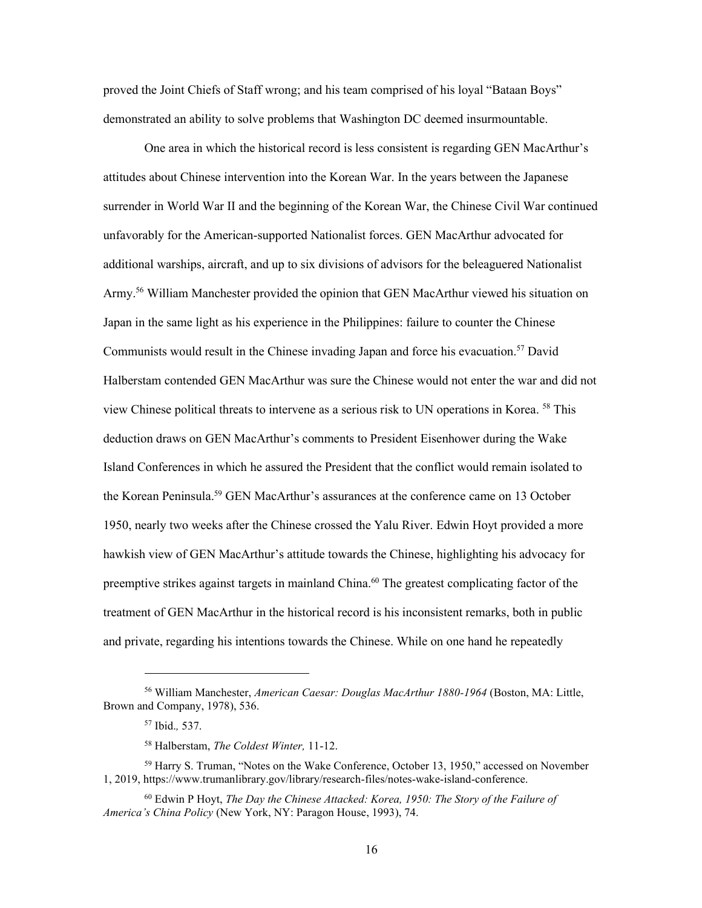proved the Joint Chiefs of Staff wrong; and his team comprised of his loyal "Bataan Boys" demonstrated an ability to solve problems that Washington DC deemed insurmountable.

One area in which the historical record is less consistent is regarding GEN MacArthur's attitudes about Chinese intervention into the Korean War. In the years between the Japanese surrender in World War II and the beginning of the Korean War, the Chinese Civil War continued unfavorably for the American-supported Nationalist forces. GEN MacArthur advocated for additional warships, aircraft, and up to six divisions of advisors for the beleaguered Nationalist Army.[56] William Manchester provided the opinion that GEN MacArthur viewed his situation on Japan in the same light as his experience in the Philippines: failure to counter the Chinese Communists would result in the Chinese invading Japan and force his evacuation.[57] David Halberstam contended GEN MacArthur was sure the Chinese would not enter the war and did not view Chinese political threats to intervene as a serious risk to UN operations in Korea. [58] This deduction draws on GEN MacArthur's comments to President Eisenhower during the Wake Island Conferences in which he assured the President that the conflict would remain isolated to the Korean Peninsula.[59] GEN MacArthur's assurances at the conference came on 13 October 1950, nearly two weeks after the Chinese crossed the Yalu River. Edwin Hoyt provided a more hawkish view of GEN MacArthur's attitude towards the Chinese, highlighting his advocacy for preemptive strikes against targets in mainland China.[60] The greatest complicating factor of the treatment of GEN MacArthur in the historical record is his inconsistent remarks, both in public and private, regarding his intentions towards the Chinese. While on one hand he repeatedly

---

[56] William Manchester, *American Caesar: Douglas MacArthur 1880-1964* (Boston, MA: Little, Brown and Company, 1978), 536.

[57] Ibid*.,* 537.

[58] Halberstam, *The Coldest Winter,* 11-12.

[59] Harry S. Truman, "Notes on the Wake Conference, October 13, 1950," accessed on November 1, 2019, https://www.trumanlibrary.gov/library/research-files/notes-wake-island-conference.

[60] Edwin P Hoyt, *The Day the Chinese Attacked: Korea, 1950: The Story of the Failure of America's China Policy* (New York, NY: Paragon House, 1993), 74.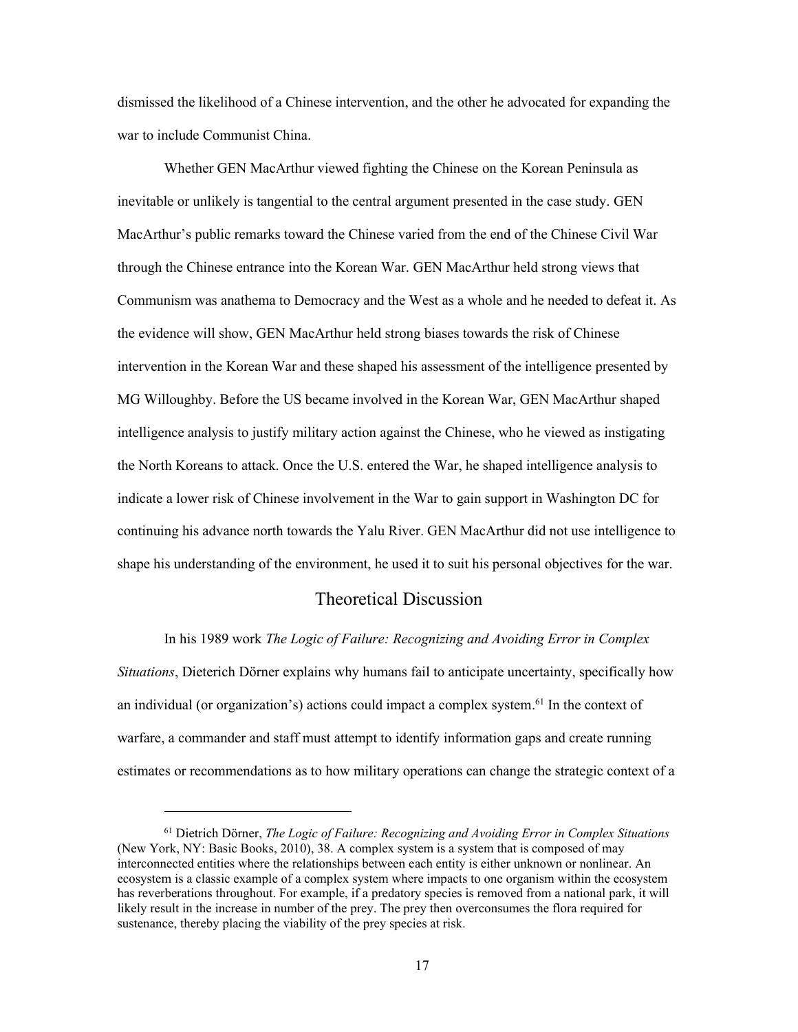dismissed the likelihood of a Chinese intervention, and the other he advocated for expanding the war to include Communist China.

Whether GEN MacArthur viewed fighting the Chinese on the Korean Peninsula as inevitable or unlikely is tangential to the central argument presented in the case study. GEN MacArthur's public remarks toward the Chinese varied from the end of the Chinese Civil War through the Chinese entrance into the Korean War. GEN MacArthur held strong views that Communism was anathema to Democracy and the West as a whole and he needed to defeat it. As the evidence will show, GEN MacArthur held strong biases towards the risk of Chinese intervention in the Korean War and these shaped his assessment of the intelligence presented by MG Willoughby. Before the US became involved in the Korean War, GEN MacArthur shaped intelligence analysis to justify military action against the Chinese, who he viewed as instigating the North Koreans to attack. Once the U.S. entered the War, he shaped intelligence analysis to indicate a lower risk of Chinese involvement in the War to gain support in Washington DC for continuing his advance north towards the Yalu River. GEN MacArthur did not use intelligence to shape his understanding of the environment, he used it to suit his personal objectives for the war.

## Theoretical Discussion

In his 1989 work *The Logic of Failure: Recognizing and Avoiding Error in Complex Situations*, Dieterich Dörner explains why humans fail to anticipate uncertainty, specifically how an individual (or organization's) actions could impact a complex system.[61] In the context of warfare, a commander and staff must attempt to identify information gaps and create running estimates or recommendations as to how military operations can change the strategic context of a

[61] Dietrich Dörner, *The Logic of Failure: Recognizing and Avoiding Error in Complex Situations* (New York, NY: Basic Books, 2010), 38. A complex system is a system that is composed of may interconnected entities where the relationships between each entity is either unknown or nonlinear. An ecosystem is a classic example of a complex system where impacts to one organism within the ecosystem has reverberations throughout. For example, if a predatory species is removed from a national park, it will likely result in the increase in number of the prey. The prey then overconsumes the flora required for sustenance, thereby placing the viability of the prey species at risk.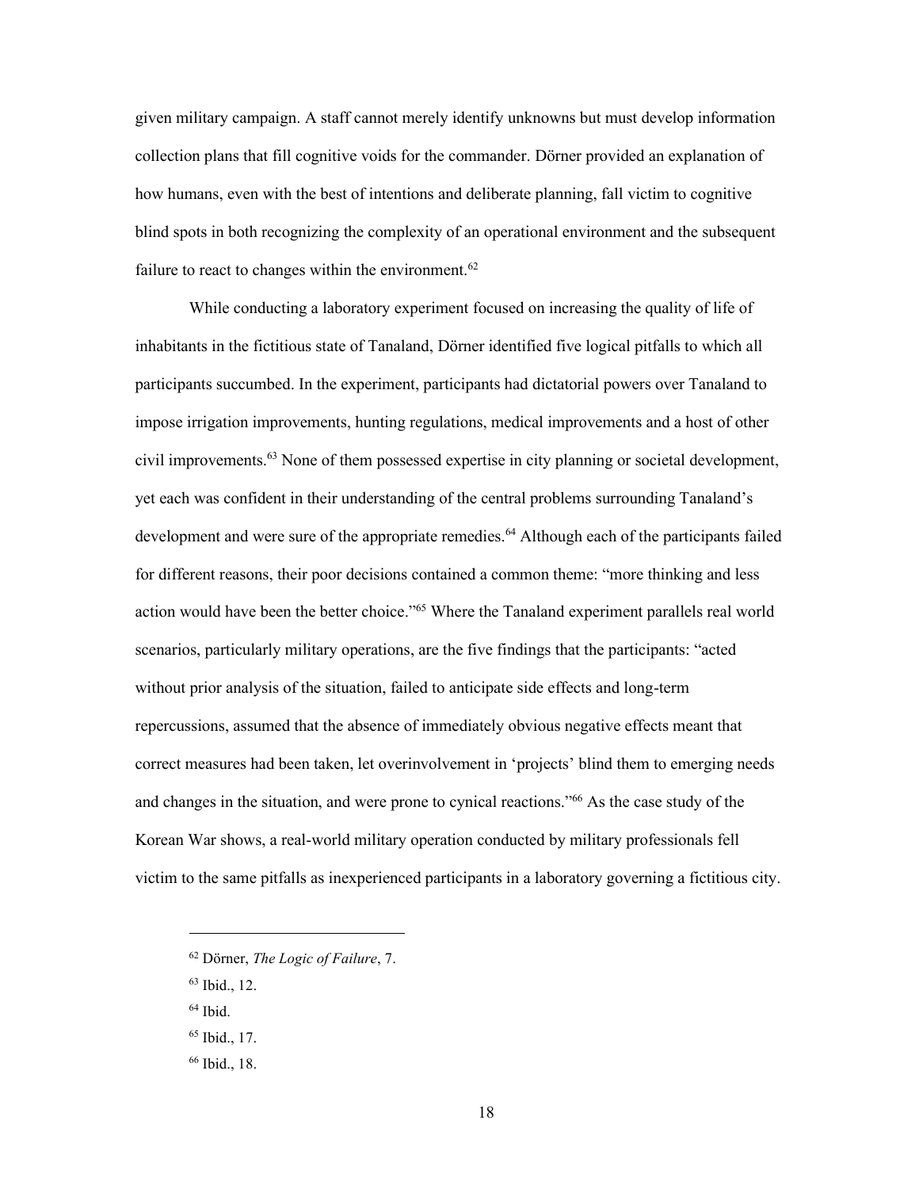given military campaign. A staff cannot merely identify unknowns but must develop information collection plans that fill cognitive voids for the commander. Dörner provided an explanation of how humans, even with the best of intentions and deliberate planning, fall victim to cognitive blind spots in both recognizing the complexity of an operational environment and the subsequent failure to react to changes within the environment.[62]

While conducting a laboratory experiment focused on increasing the quality of life of inhabitants in the fictitious state of Tanaland, Dörner identified five logical pitfalls to which all participants succumbed. In the experiment, participants had dictatorial powers over Tanaland to impose irrigation improvements, hunting regulations, medical improvements and a host of other civil improvements.[63] None of them possessed expertise in city planning or societal development, yet each was confident in their understanding of the central problems surrounding Tanaland's development and were sure of the appropriate remedies.[64] Although each of the participants failed for different reasons, their poor decisions contained a common theme: "more thinking and less action would have been the better choice."[65] Where the Tanaland experiment parallels real world scenarios, particularly military operations, are the five findings that the participants: "acted without prior analysis of the situation, failed to anticipate side effects and long-term repercussions, assumed that the absence of immediately obvious negative effects meant that correct measures had been taken, let overinvolvement in 'projects' blind them to emerging needs and changes in the situation, and were prone to cynical reactions."[66] As the case study of the Korean War shows, a real-world military operation conducted by military professionals fell victim to the same pitfalls as inexperienced participants in a laboratory governing a fictitious city.

---

[62] Dörner, *The Logic of Failure*, 7.

[63] Ibid., 12.

[64] Ibid.

[65] Ibid., 17.

[66] Ibid., 18.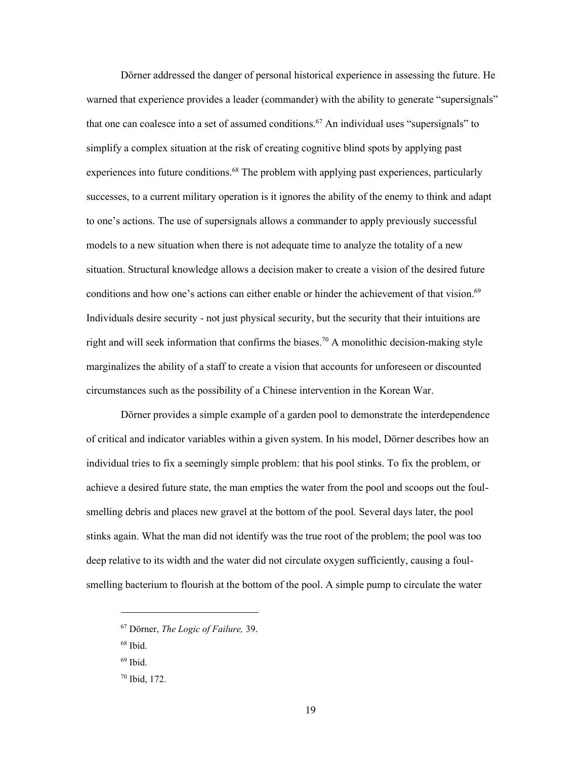Dörner addressed the danger of personal historical experience in assessing the future. He warned that experience provides a leader (commander) with the ability to generate "supersignals" that one can coalesce into a set of assumed conditions.[67] An individual uses "supersignals" to simplify a complex situation at the risk of creating cognitive blind spots by applying past experiences into future conditions.[68] The problem with applying past experiences, particularly successes, to a current military operation is it ignores the ability of the enemy to think and adapt to one's actions. The use of supersignals allows a commander to apply previously successful models to a new situation when there is not adequate time to analyze the totality of a new situation. Structural knowledge allows a decision maker to create a vision of the desired future conditions and how one's actions can either enable or hinder the achievement of that vision.[69] Individuals desire security - not just physical security, but the security that their intuitions are right and will seek information that confirms the biases.[70] A monolithic decision-making style marginalizes the ability of a staff to create a vision that accounts for unforeseen or discounted circumstances such as the possibility of a Chinese intervention in the Korean War.

Dörner provides a simple example of a garden pool to demonstrate the interdependence of critical and indicator variables within a given system. In his model, Dörner describes how an individual tries to fix a seemingly simple problem: that his pool stinks. To fix the problem, or achieve a desired future state, the man empties the water from the pool and scoops out the foul-smelling debris and places new gravel at the bottom of the pool. Several days later, the pool stinks again. What the man did not identify was the true root of the problem; the pool was too deep relative to its width and the water did not circulate oxygen sufficiently, causing a foul-smelling bacterium to flourish at the bottom of the pool. A simple pump to circulate the water

---

[67] Dörner, *The Logic of Failure,* 39.

[68] Ibid.

[69] Ibid.

[70] Ibid, 172.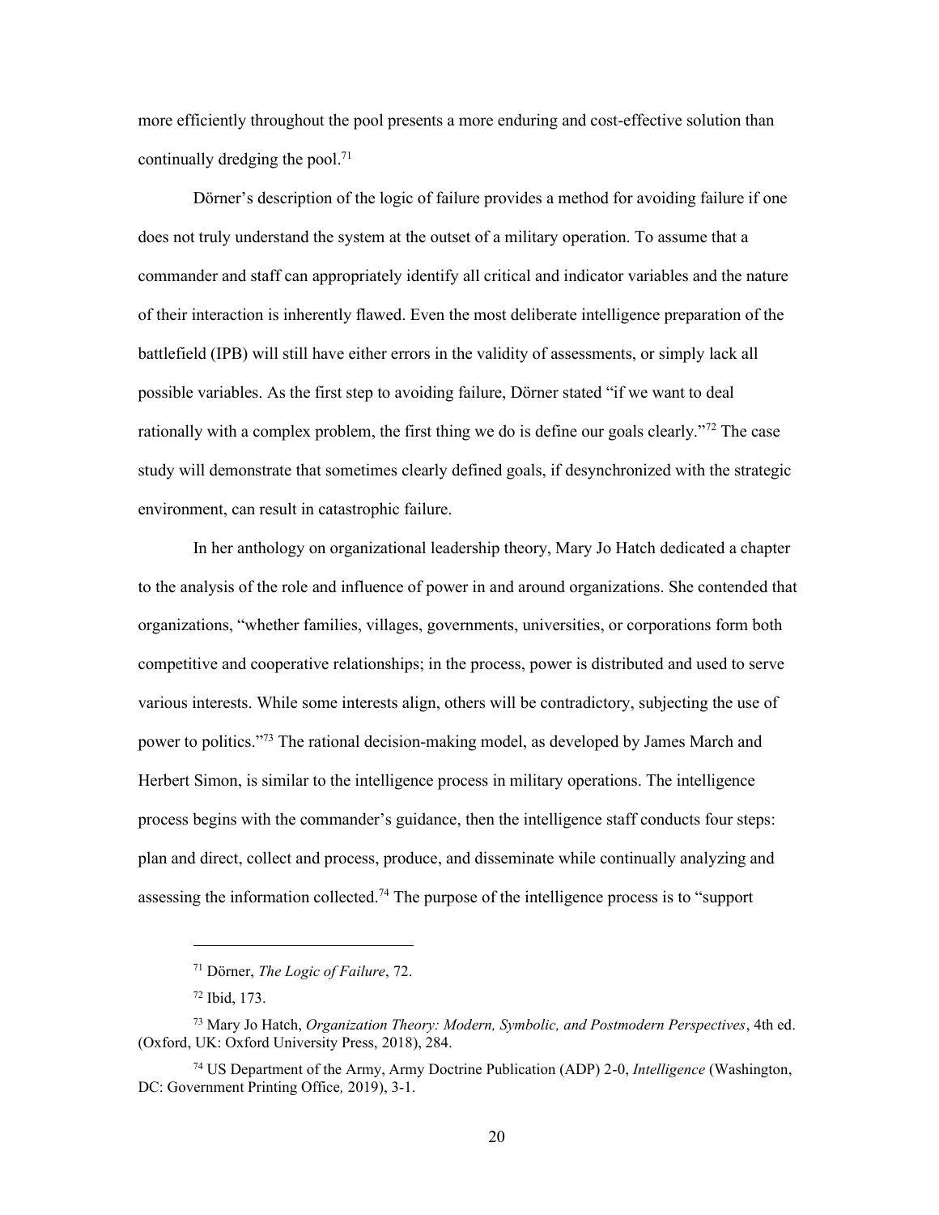more efficiently throughout the pool presents a more enduring and cost-effective solution than continually dredging the pool.[71]

Dörner's description of the logic of failure provides a method for avoiding failure if one does not truly understand the system at the outset of a military operation. To assume that a commander and staff can appropriately identify all critical and indicator variables and the nature of their interaction is inherently flawed. Even the most deliberate intelligence preparation of the battlefield (IPB) will still have either errors in the validity of assessments, or simply lack all possible variables. As the first step to avoiding failure, Dörner stated "if we want to deal rationally with a complex problem, the first thing we do is define our goals clearly."[72] The case study will demonstrate that sometimes clearly defined goals, if desynchronized with the strategic environment, can result in catastrophic failure.

In her anthology on organizational leadership theory, Mary Jo Hatch dedicated a chapter to the analysis of the role and influence of power in and around organizations. She contended that organizations, "whether families, villages, governments, universities, or corporations form both competitive and cooperative relationships; in the process, power is distributed and used to serve various interests. While some interests align, others will be contradictory, subjecting the use of power to politics."[73] The rational decision-making model, as developed by James March and Herbert Simon, is similar to the intelligence process in military operations. The intelligence process begins with the commander's guidance, then the intelligence staff conducts four steps: plan and direct, collect and process, produce, and disseminate while continually analyzing and assessing the information collected.[74] The purpose of the intelligence process is to "support

---

[71] Dörner, *The Logic of Failure*, 72.

[72] Ibid, 173.

[73] Mary Jo Hatch, *Organization Theory: Modern, Symbolic, and Postmodern Perspectives*, 4th ed. (Oxford, UK: Oxford University Press, 2018), 284.

[74] US Department of the Army, Army Doctrine Publication (ADP) 2-0, *Intelligence* (Washington, DC: Government Printing Office, 2019), 3-1.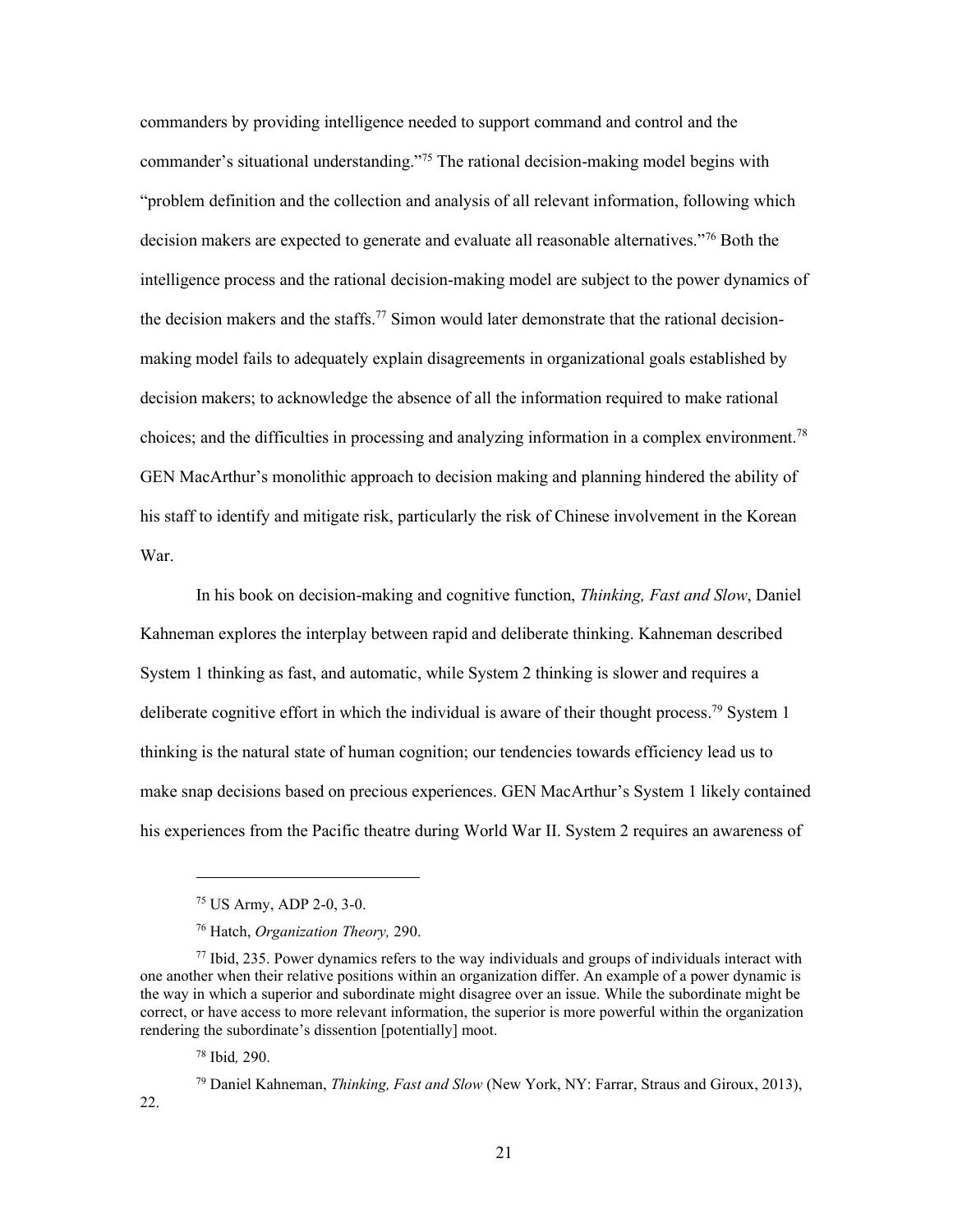commanders by providing intelligence needed to support command and control and the commander's situational understanding."[75] The rational decision-making model begins with "problem definition and the collection and analysis of all relevant information, following which decision makers are expected to generate and evaluate all reasonable alternatives."[76] Both the intelligence process and the rational decision-making model are subject to the power dynamics of the decision makers and the staffs.[77] Simon would later demonstrate that the rational decision-making model fails to adequately explain disagreements in organizational goals established by decision makers; to acknowledge the absence of all the information required to make rational choices; and the difficulties in processing and analyzing information in a complex environment.[78] GEN MacArthur's monolithic approach to decision making and planning hindered the ability of his staff to identify and mitigate risk, particularly the risk of Chinese involvement in the Korean War.

In his book on decision-making and cognitive function, *Thinking, Fast and Slow*, Daniel Kahneman explores the interplay between rapid and deliberate thinking. Kahneman described System 1 thinking as fast, and automatic, while System 2 thinking is slower and requires a deliberate cognitive effort in which the individual is aware of their thought process.[79] System 1 thinking is the natural state of human cognition; our tendencies towards efficiency lead us to make snap decisions based on precious experiences. GEN MacArthur's System 1 likely contained his experiences from the Pacific theatre during World War II. System 2 requires an awareness of

---

[75] US Army, ADP 2-0, 3-0.

[76] Hatch, *Organization Theory,* 290.

[77] Ibid, 235. Power dynamics refers to the way individuals and groups of individuals interact with one another when their relative positions within an organization differ. An example of a power dynamic is the way in which a superior and subordinate might disagree over an issue. While the subordinate might be correct, or have access to more relevant information, the superior is more powerful within the organization rendering the subordinate's dissention [potentially] moot.

[78] Ibid*,* 290.

[79] Daniel Kahneman, *Thinking, Fast and Slow* (New York, NY: Farrar, Straus and Giroux, 2013), 22.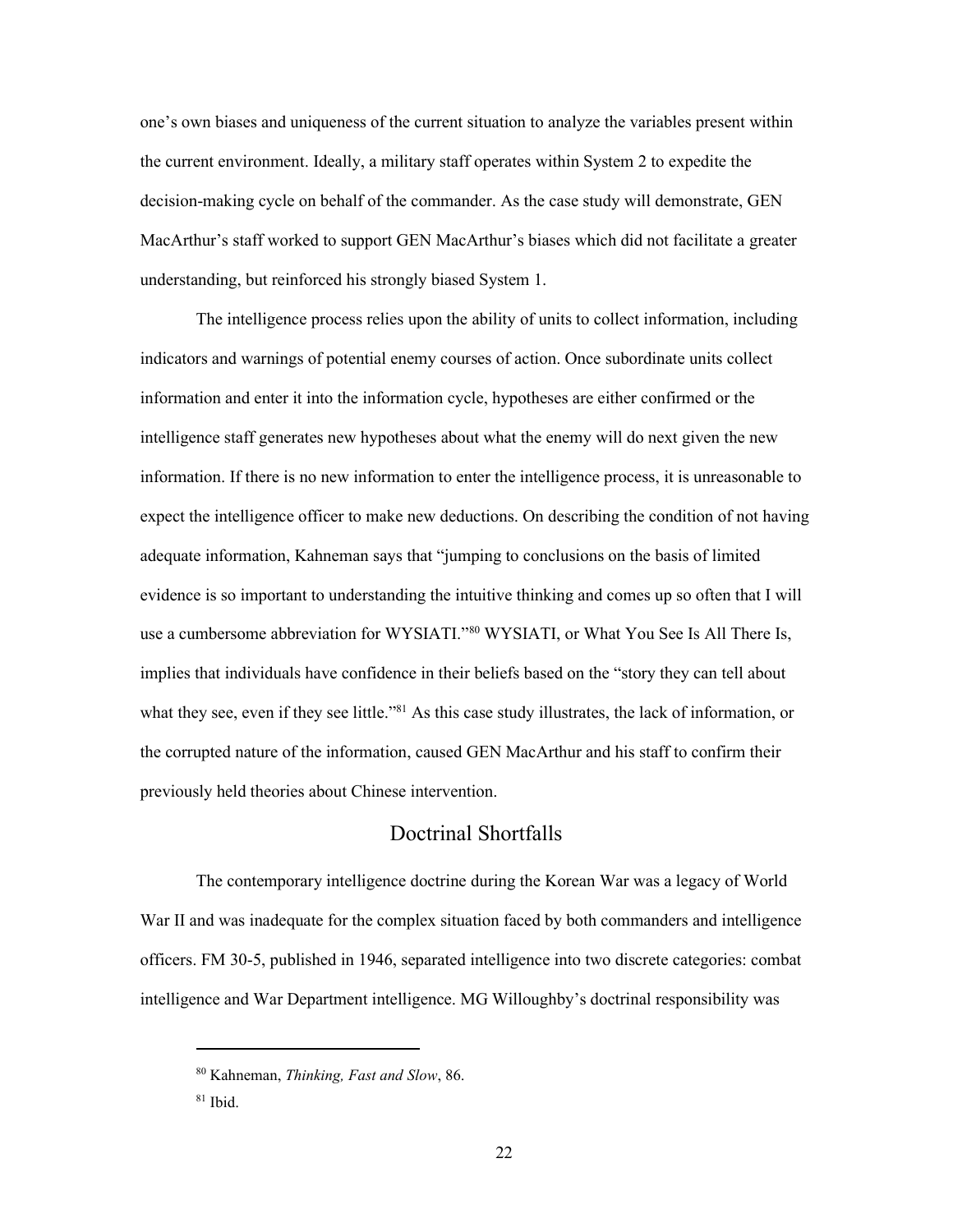one's own biases and uniqueness of the current situation to analyze the variables present within the current environment. Ideally, a military staff operates within System 2 to expedite the decision-making cycle on behalf of the commander. As the case study will demonstrate, GEN MacArthur's staff worked to support GEN MacArthur's biases which did not facilitate a greater understanding, but reinforced his strongly biased System 1.

The intelligence process relies upon the ability of units to collect information, including indicators and warnings of potential enemy courses of action. Once subordinate units collect information and enter it into the information cycle, hypotheses are either confirmed or the intelligence staff generates new hypotheses about what the enemy will do next given the new information. If there is no new information to enter the intelligence process, it is unreasonable to expect the intelligence officer to make new deductions. On describing the condition of not having adequate information, Kahneman says that "jumping to conclusions on the basis of limited evidence is so important to understanding the intuitive thinking and comes up so often that I will use a cumbersome abbreviation for WYSIATI."[80] WYSIATI, or What You See Is All There Is, implies that individuals have confidence in their beliefs based on the "story they can tell about what they see, even if they see little."[81] As this case study illustrates, the lack of information, or the corrupted nature of the information, caused GEN MacArthur and his staff to confirm their previously held theories about Chinese intervention.

## Doctrinal Shortfalls

The contemporary intelligence doctrine during the Korean War was a legacy of World War II and was inadequate for the complex situation faced by both commanders and intelligence officers. FM 30-5, published in 1946, separated intelligence into two discrete categories: combat intelligence and War Department intelligence. MG Willoughby's doctrinal responsibility was

---

[80] Kahneman, *Thinking, Fast and Slow*, 86.

[81] Ibid.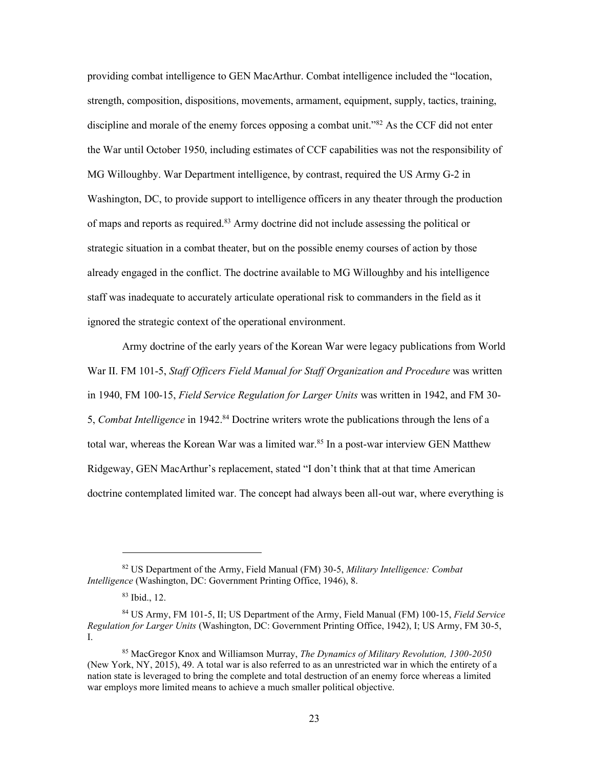providing combat intelligence to GEN MacArthur. Combat intelligence included the "location, strength, composition, dispositions, movements, armament, equipment, supply, tactics, training, discipline and morale of the enemy forces opposing a combat unit."[82] As the CCF did not enter the War until October 1950, including estimates of CCF capabilities was not the responsibility of MG Willoughby. War Department intelligence, by contrast, required the US Army G-2 in Washington, DC, to provide support to intelligence officers in any theater through the production of maps and reports as required.[83] Army doctrine did not include assessing the political or strategic situation in a combat theater, but on the possible enemy courses of action by those already engaged in the conflict. The doctrine available to MG Willoughby and his intelligence staff was inadequate to accurately articulate operational risk to commanders in the field as it ignored the strategic context of the operational environment.

Army doctrine of the early years of the Korean War were legacy publications from World War II. FM 101-5, *Staff Officers Field Manual for Staff Organization and Procedure* was written in 1940, FM 100-15, *Field Service Regulation for Larger Units* was written in 1942, and FM 30-5, *Combat Intelligence* in 1942.[84] Doctrine writers wrote the publications through the lens of a total war, whereas the Korean War was a limited war.[85] In a post-war interview GEN Matthew Ridgeway, GEN MacArthur's replacement, stated "I don't think that at that time American doctrine contemplated limited war. The concept had always been all-out war, where everything is

---

[82] US Department of the Army, Field Manual (FM) 30-5, *Military Intelligence: Combat Intelligence* (Washington, DC: Government Printing Office, 1946), 8.

[83] Ibid., 12.

[84] US Army, FM 101-5, II; US Department of the Army, Field Manual (FM) 100-15, *Field Service Regulation for Larger Units* (Washington, DC: Government Printing Office, 1942), I; US Army, FM 30-5, I.

[85] MacGregor Knox and Williamson Murray, *The Dynamics of Military Revolution, 1300-2050* (New York, NY, 2015), 49. A total war is also referred to as an unrestricted war in which the entirety of a nation state is leveraged to bring the complete and total destruction of an enemy force whereas a limited war employs more limited means to achieve a much smaller political objective.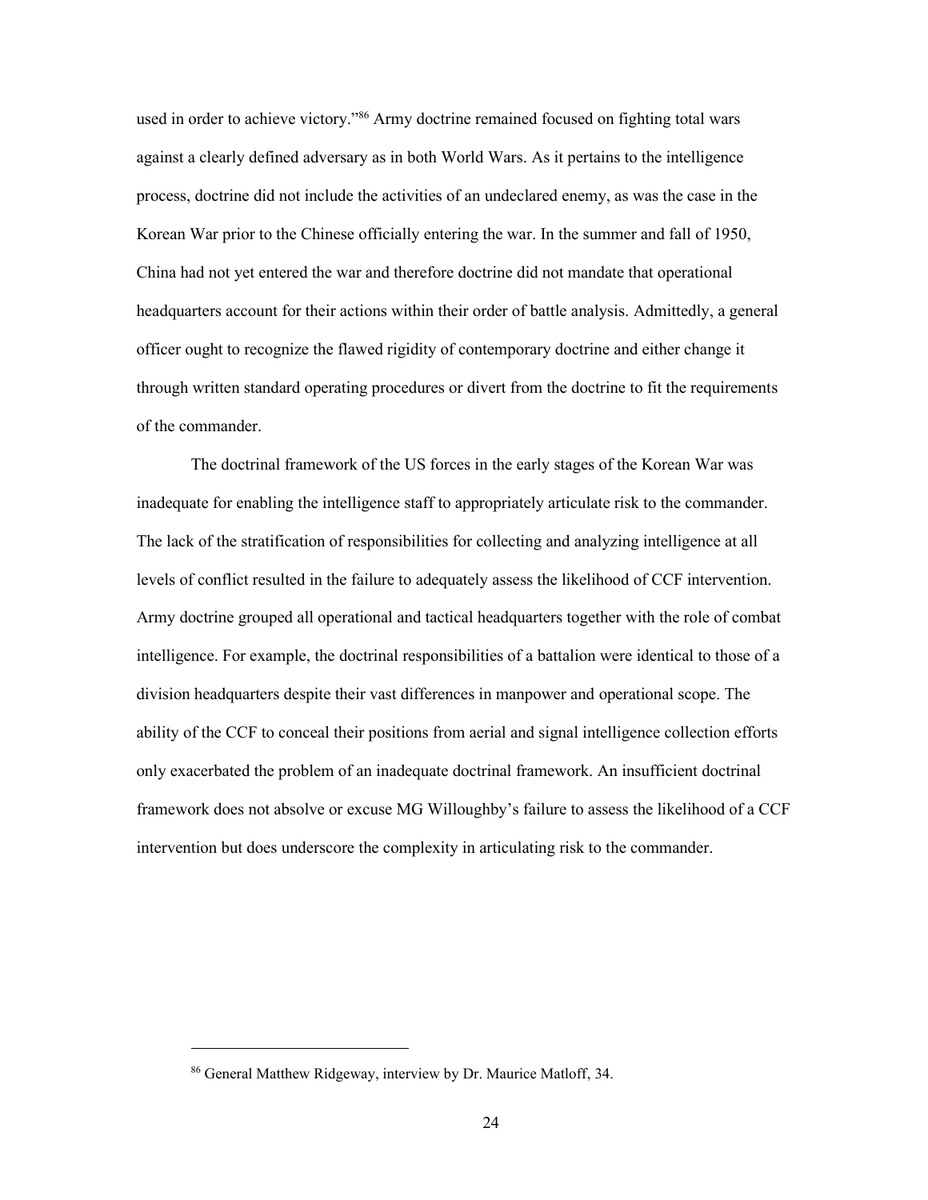used in order to achieve victory."[86] Army doctrine remained focused on fighting total wars against a clearly defined adversary as in both World Wars. As it pertains to the intelligence process, doctrine did not include the activities of an undeclared enemy, as was the case in the Korean War prior to the Chinese officially entering the war. In the summer and fall of 1950, China had not yet entered the war and therefore doctrine did not mandate that operational headquarters account for their actions within their order of battle analysis. Admittedly, a general officer ought to recognize the flawed rigidity of contemporary doctrine and either change it through written standard operating procedures or divert from the doctrine to fit the requirements of the commander.

The doctrinal framework of the US forces in the early stages of the Korean War was inadequate for enabling the intelligence staff to appropriately articulate risk to the commander. The lack of the stratification of responsibilities for collecting and analyzing intelligence at all levels of conflict resulted in the failure to adequately assess the likelihood of CCF intervention. Army doctrine grouped all operational and tactical headquarters together with the role of combat intelligence. For example, the doctrinal responsibilities of a battalion were identical to those of a division headquarters despite their vast differences in manpower and operational scope. The ability of the CCF to conceal their positions from aerial and signal intelligence collection efforts only exacerbated the problem of an inadequate doctrinal framework. An insufficient doctrinal framework does not absolve or excuse MG Willoughby's failure to assess the likelihood of a CCF intervention but does underscore the complexity in articulating risk to the commander.

---

[86] General Matthew Ridgeway, interview by Dr. Maurice Matloff, 34.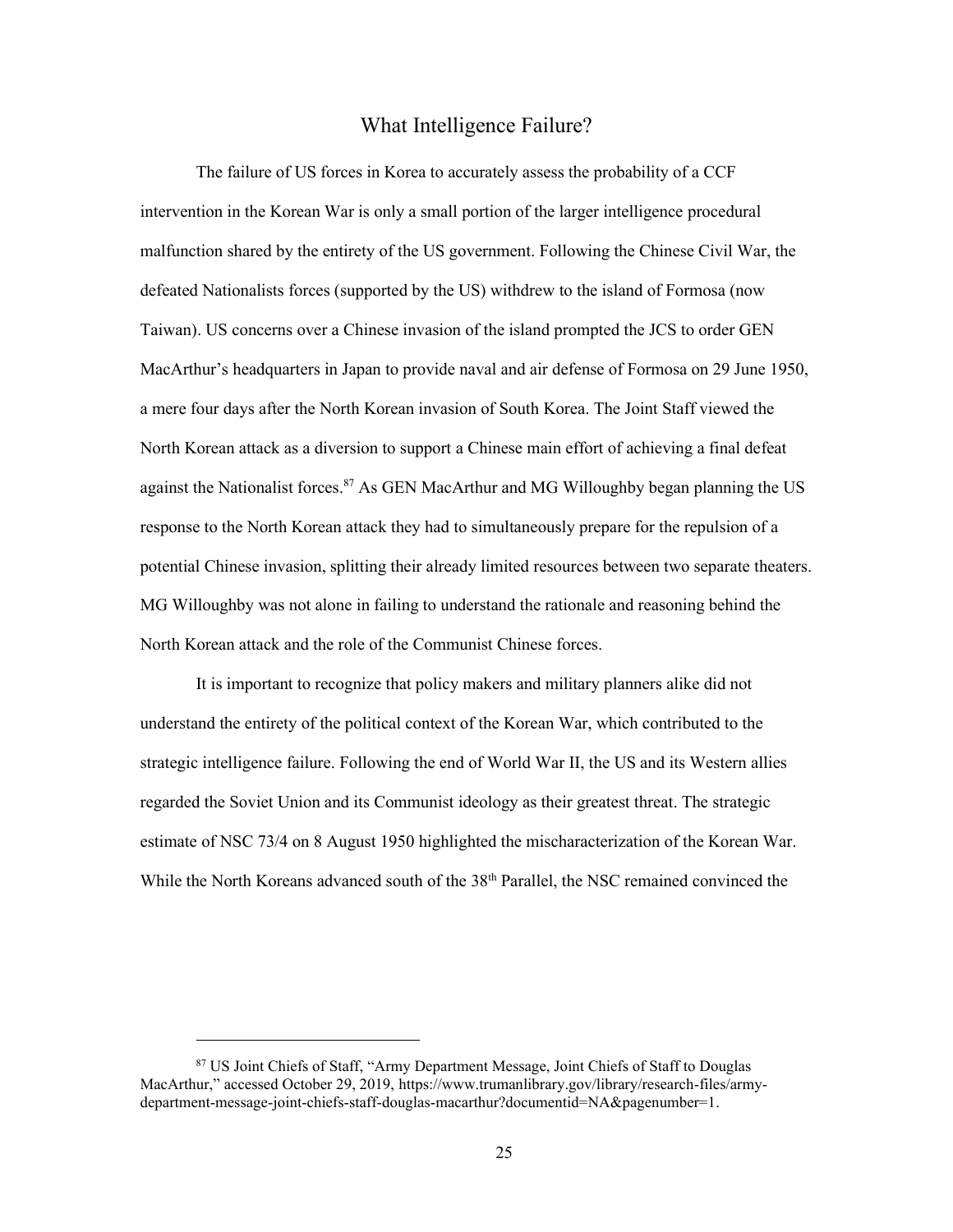## What Intelligence Failure?

The failure of US forces in Korea to accurately assess the probability of a CCF intervention in the Korean War is only a small portion of the larger intelligence procedural malfunction shared by the entirety of the US government. Following the Chinese Civil War, the defeated Nationalists forces (supported by the US) withdrew to the island of Formosa (now Taiwan). US concerns over a Chinese invasion of the island prompted the JCS to order GEN MacArthur's headquarters in Japan to provide naval and air defense of Formosa on 29 June 1950, a mere four days after the North Korean invasion of South Korea. The Joint Staff viewed the North Korean attack as a diversion to support a Chinese main effort of achieving a final defeat against the Nationalist forces.[87] As GEN MacArthur and MG Willoughby began planning the US response to the North Korean attack they had to simultaneously prepare for the repulsion of a potential Chinese invasion, splitting their already limited resources between two separate theaters. MG Willoughby was not alone in failing to understand the rationale and reasoning behind the North Korean attack and the role of the Communist Chinese forces.

It is important to recognize that policy makers and military planners alike did not understand the entirety of the political context of the Korean War, which contributed to the strategic intelligence failure. Following the end of World War II, the US and its Western allies regarded the Soviet Union and its Communist ideology as their greatest threat. The strategic estimate of NSC 73/4 on 8 August 1950 highlighted the mischaracterization of the Korean War. While the North Koreans advanced south of the 38th Parallel, the NSC remained convinced the

---

[87] US Joint Chiefs of Staff, "Army Department Message, Joint Chiefs of Staff to Douglas MacArthur," accessed October 29, 2019, https://www.trumanlibrary.gov/library/research-files/army-department-message-joint-chiefs-staff-douglas-macarthur?documentid=NA&pagenumber=1.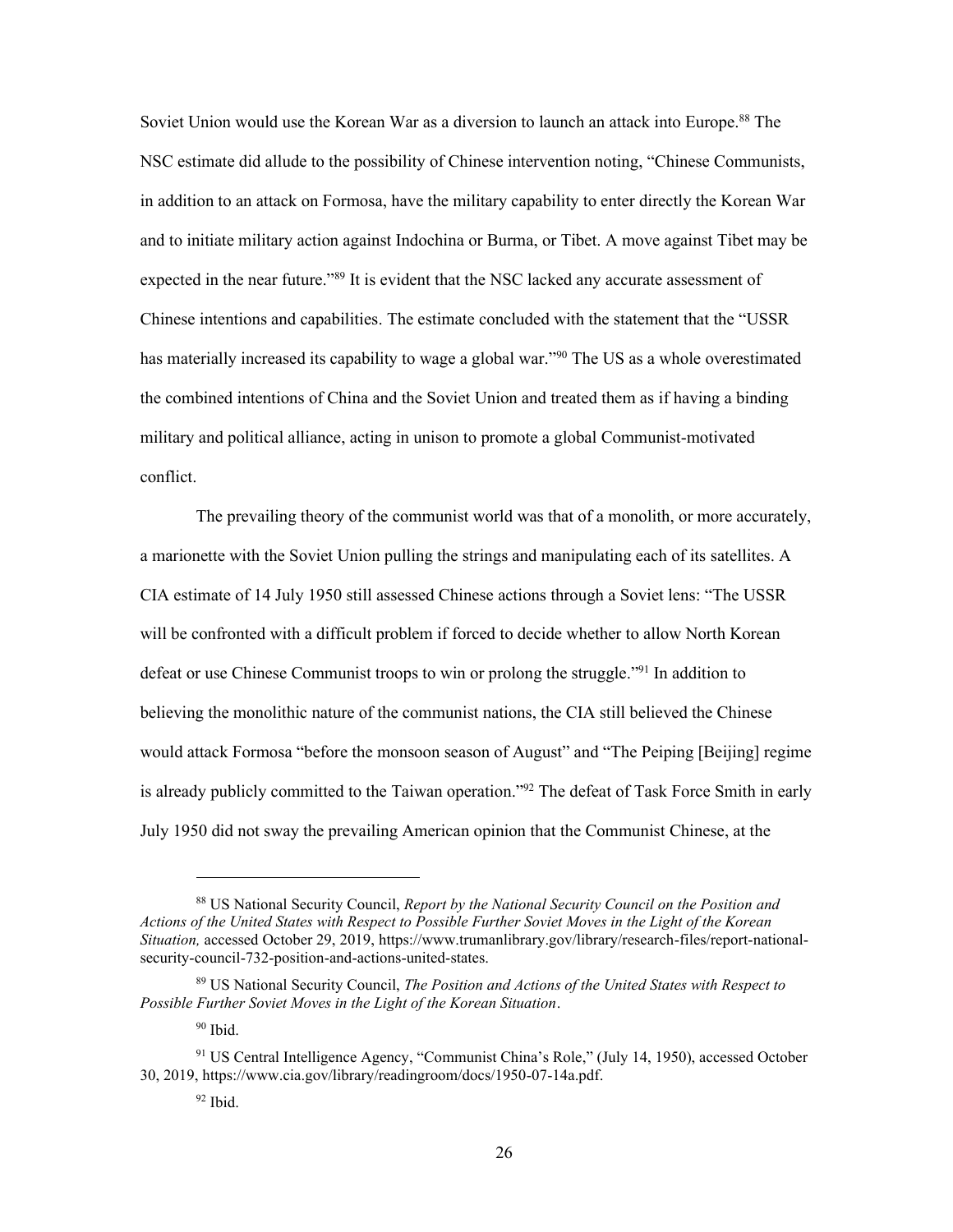Soviet Union would use the Korean War as a diversion to launch an attack into Europe.[88] The NSC estimate did allude to the possibility of Chinese intervention noting, "Chinese Communists, in addition to an attack on Formosa, have the military capability to enter directly the Korean War and to initiate military action against Indochina or Burma, or Tibet. A move against Tibet may be expected in the near future."[89] It is evident that the NSC lacked any accurate assessment of Chinese intentions and capabilities. The estimate concluded with the statement that the "USSR has materially increased its capability to wage a global war."[90] The US as a whole overestimated the combined intentions of China and the Soviet Union and treated them as if having a binding military and political alliance, acting in unison to promote a global Communist-motivated conflict.

The prevailing theory of the communist world was that of a monolith, or more accurately, a marionette with the Soviet Union pulling the strings and manipulating each of its satellites. A CIA estimate of 14 July 1950 still assessed Chinese actions through a Soviet lens: "The USSR will be confronted with a difficult problem if forced to decide whether to allow North Korean defeat or use Chinese Communist troops to win or prolong the struggle."[91] In addition to believing the monolithic nature of the communist nations, the CIA still believed the Chinese would attack Formosa "before the monsoon season of August" and "The Peiping [Beijing] regime is already publicly committed to the Taiwan operation."[92] The defeat of Task Force Smith in early July 1950 did not sway the prevailing American opinion that the Communist Chinese, at the

---

[88] US National Security Council, *Report by the National Security Council on the Position and Actions of the United States with Respect to Possible Further Soviet Moves in the Light of the Korean Situation,* accessed October 29, 2019, https://www.trumanlibrary.gov/library/research-files/report-national-security-council-732-position-and-actions-united-states.

[89] US National Security Council, *The Position and Actions of the United States with Respect to Possible Further Soviet Moves in the Light of the Korean Situation*.

[90] Ibid.

[91] US Central Intelligence Agency, "Communist China's Role," (July 14, 1950), accessed October 30, 2019, https://www.cia.gov/library/readingroom/docs/1950-07-14a.pdf.

[92] Ibid.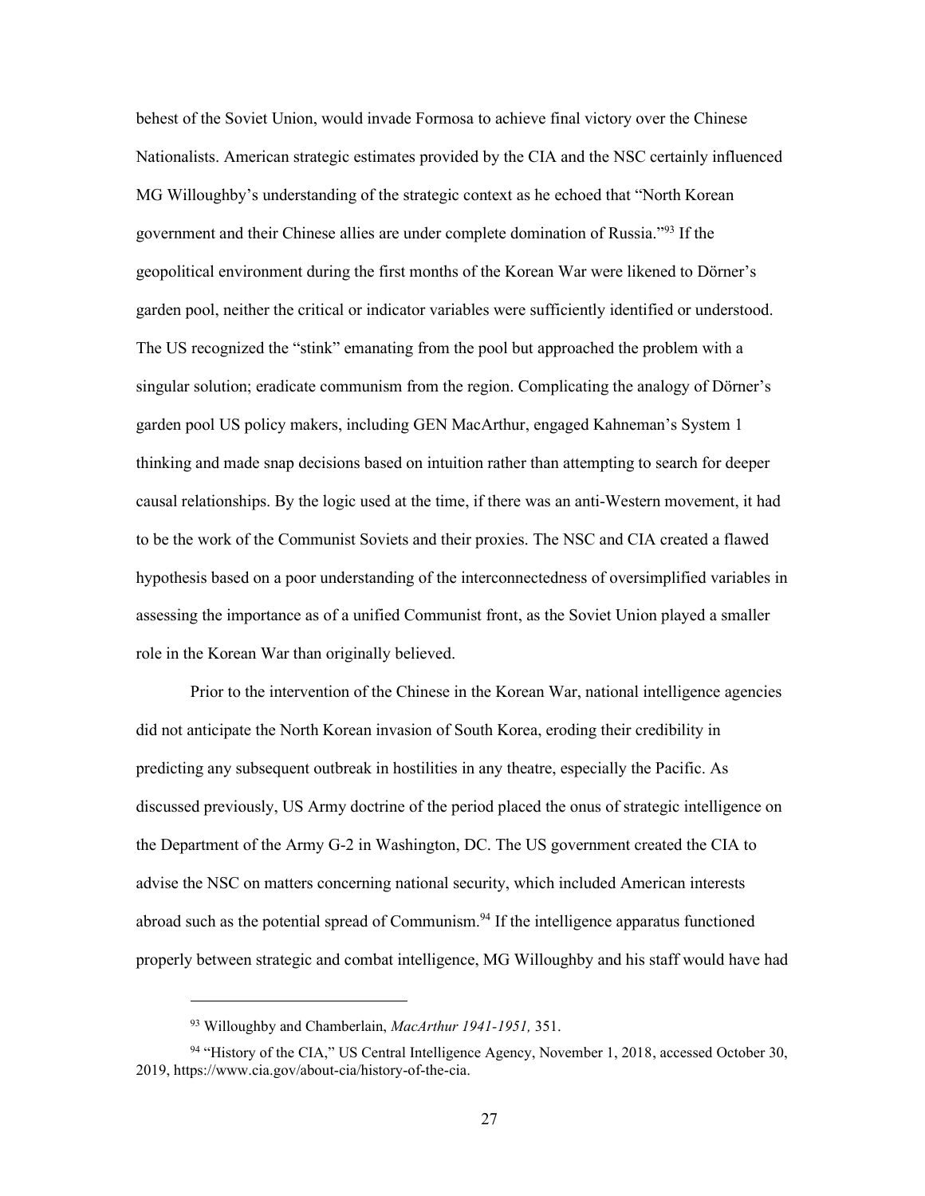behest of the Soviet Union, would invade Formosa to achieve final victory over the Chinese Nationalists. American strategic estimates provided by the CIA and the NSC certainly influenced MG Willoughby's understanding of the strategic context as he echoed that "North Korean government and their Chinese allies are under complete domination of Russia."[93] If the geopolitical environment during the first months of the Korean War were likened to Dörner's garden pool, neither the critical or indicator variables were sufficiently identified or understood. The US recognized the "stink" emanating from the pool but approached the problem with a singular solution; eradicate communism from the region. Complicating the analogy of Dörner's garden pool US policy makers, including GEN MacArthur, engaged Kahneman's System 1 thinking and made snap decisions based on intuition rather than attempting to search for deeper causal relationships. By the logic used at the time, if there was an anti-Western movement, it had to be the work of the Communist Soviets and their proxies. The NSC and CIA created a flawed hypothesis based on a poor understanding of the interconnectedness of oversimplified variables in assessing the importance as of a unified Communist front, as the Soviet Union played a smaller role in the Korean War than originally believed.

Prior to the intervention of the Chinese in the Korean War, national intelligence agencies did not anticipate the North Korean invasion of South Korea, eroding their credibility in predicting any subsequent outbreak in hostilities in any theatre, especially the Pacific. As discussed previously, US Army doctrine of the period placed the onus of strategic intelligence on the Department of the Army G-2 in Washington, DC. The US government created the CIA to advise the NSC on matters concerning national security, which included American interests abroad such as the potential spread of Communism.[94] If the intelligence apparatus functioned properly between strategic and combat intelligence, MG Willoughby and his staff would have had

---

[93] Willoughby and Chamberlain, *MacArthur 1941-1951,* 351.

[94] "History of the CIA," US Central Intelligence Agency, November 1, 2018, accessed October 30, 2019, https://www.cia.gov/about-cia/history-of-the-cia.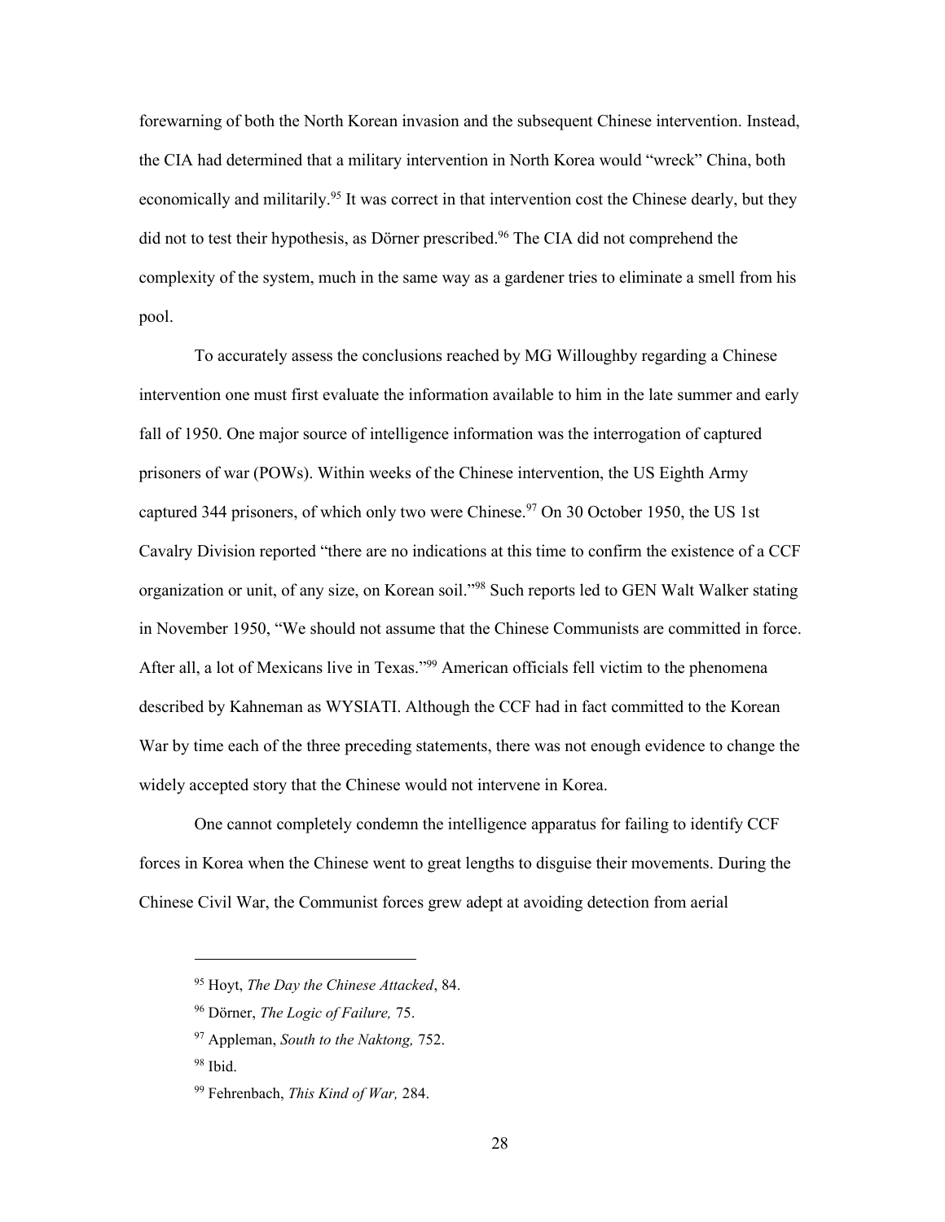forewarning of both the North Korean invasion and the subsequent Chinese intervention. Instead, the CIA had determined that a military intervention in North Korea would "wreck" China, both economically and militarily.[95] It was correct in that intervention cost the Chinese dearly, but they did not to test their hypothesis, as Dörner prescribed.[96] The CIA did not comprehend the complexity of the system, much in the same way as a gardener tries to eliminate a smell from his pool.

To accurately assess the conclusions reached by MG Willoughby regarding a Chinese intervention one must first evaluate the information available to him in the late summer and early fall of 1950. One major source of intelligence information was the interrogation of captured prisoners of war (POWs). Within weeks of the Chinese intervention, the US Eighth Army captured 344 prisoners, of which only two were Chinese.[97] On 30 October 1950, the US 1st Cavalry Division reported "there are no indications at this time to confirm the existence of a CCF organization or unit, of any size, on Korean soil."[98] Such reports led to GEN Walt Walker stating in November 1950, "We should not assume that the Chinese Communists are committed in force. After all, a lot of Mexicans live in Texas."[99] American officials fell victim to the phenomena described by Kahneman as WYSIATI. Although the CCF had in fact committed to the Korean War by time each of the three preceding statements, there was not enough evidence to change the widely accepted story that the Chinese would not intervene in Korea.

One cannot completely condemn the intelligence apparatus for failing to identify CCF forces in Korea when the Chinese went to great lengths to disguise their movements. During the Chinese Civil War, the Communist forces grew adept at avoiding detection from aerial

---

[95] Hoyt, *The Day the Chinese Attacked*, 84.

[96] Dörner, *The Logic of Failure,* 75.

[97] Appleman, *South to the Naktong,* 752.

[98] Ibid.

[99] Fehrenbach, *This Kind of War,* 284.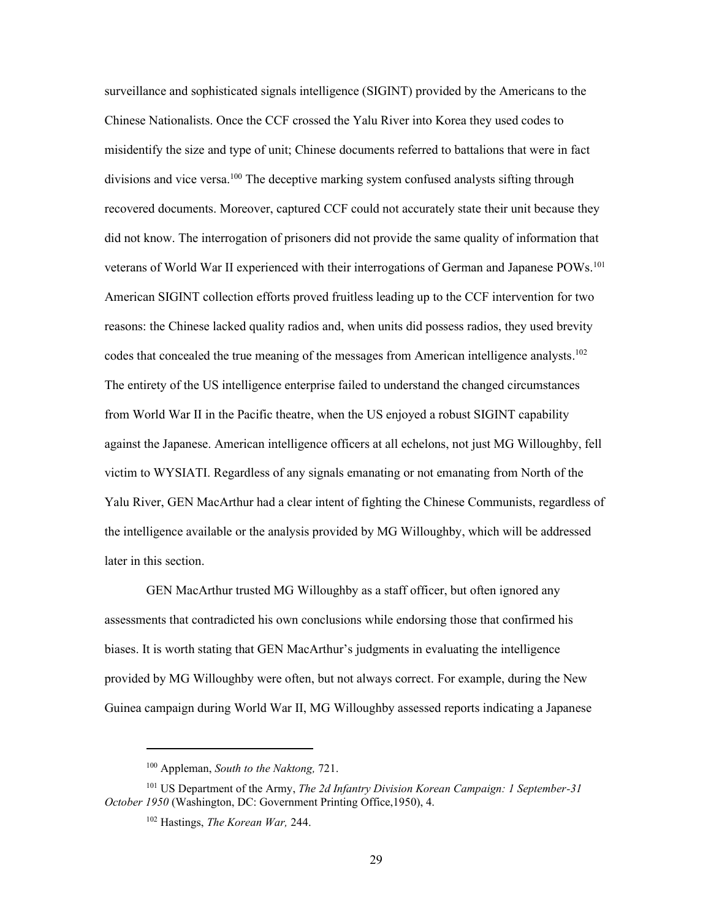surveillance and sophisticated signals intelligence (SIGINT) provided by the Americans to the Chinese Nationalists. Once the CCF crossed the Yalu River into Korea they used codes to misidentify the size and type of unit; Chinese documents referred to battalions that were in fact divisions and vice versa.[100] The deceptive marking system confused analysts sifting through recovered documents. Moreover, captured CCF could not accurately state their unit because they did not know. The interrogation of prisoners did not provide the same quality of information that veterans of World War II experienced with their interrogations of German and Japanese POWs.[101] American SIGINT collection efforts proved fruitless leading up to the CCF intervention for two reasons: the Chinese lacked quality radios and, when units did possess radios, they used brevity codes that concealed the true meaning of the messages from American intelligence analysts.[102] The entirety of the US intelligence enterprise failed to understand the changed circumstances from World War II in the Pacific theatre, when the US enjoyed a robust SIGINT capability against the Japanese. American intelligence officers at all echelons, not just MG Willoughby, fell victim to WYSIATI. Regardless of any signals emanating or not emanating from North of the Yalu River, GEN MacArthur had a clear intent of fighting the Chinese Communists, regardless of the intelligence available or the analysis provided by MG Willoughby, which will be addressed later in this section.

GEN MacArthur trusted MG Willoughby as a staff officer, but often ignored any assessments that contradicted his own conclusions while endorsing those that confirmed his biases. It is worth stating that GEN MacArthur's judgments in evaluating the intelligence provided by MG Willoughby were often, but not always correct. For example, during the New Guinea campaign during World War II, MG Willoughby assessed reports indicating a Japanese

---

[100] Appleman, *South to the Naktong,* 721.

[101] US Department of the Army, *The 2d Infantry Division Korean Campaign: 1 September-31 October 1950* (Washington, DC: Government Printing Office,1950), 4.

[102] Hastings, *The Korean War,* 244.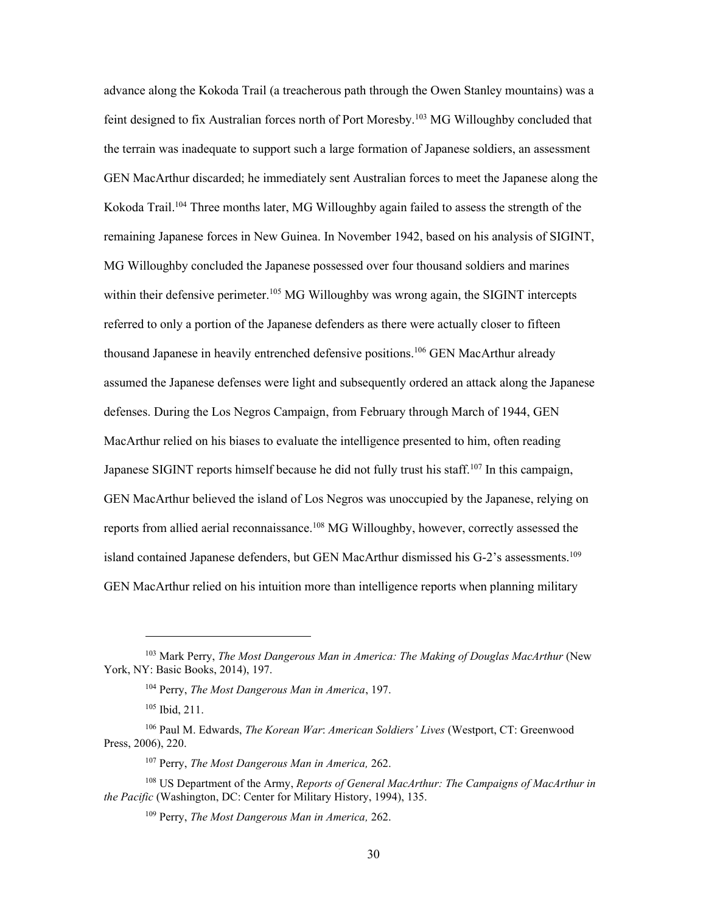advance along the Kokoda Trail (a treacherous path through the Owen Stanley mountains) was a feint designed to fix Australian forces north of Port Moresby.[103] MG Willoughby concluded that the terrain was inadequate to support such a large formation of Japanese soldiers, an assessment GEN MacArthur discarded; he immediately sent Australian forces to meet the Japanese along the Kokoda Trail.[104] Three months later, MG Willoughby again failed to assess the strength of the remaining Japanese forces in New Guinea. In November 1942, based on his analysis of SIGINT, MG Willoughby concluded the Japanese possessed over four thousand soldiers and marines within their defensive perimeter.[105] MG Willoughby was wrong again, the SIGINT intercepts referred to only a portion of the Japanese defenders as there were actually closer to fifteen thousand Japanese in heavily entrenched defensive positions.[106] GEN MacArthur already assumed the Japanese defenses were light and subsequently ordered an attack along the Japanese defenses. During the Los Negros Campaign, from February through March of 1944, GEN MacArthur relied on his biases to evaluate the intelligence presented to him, often reading Japanese SIGINT reports himself because he did not fully trust his staff.[107] In this campaign, GEN MacArthur believed the island of Los Negros was unoccupied by the Japanese, relying on reports from allied aerial reconnaissance.[108] MG Willoughby, however, correctly assessed the island contained Japanese defenders, but GEN MacArthur dismissed his G-2's assessments.[109] GEN MacArthur relied on his intuition more than intelligence reports when planning military

---

[103] Mark Perry, *The Most Dangerous Man in America: The Making of Douglas MacArthur* (New York, NY: Basic Books, 2014), 197.

[104] Perry, *The Most Dangerous Man in America*, 197.

[105] Ibid, 211.

[106] Paul M. Edwards, *The Korean War*: *American Soldiers' Lives* (Westport, CT: Greenwood Press, 2006), 220.

[107] Perry, *The Most Dangerous Man in America,* 262.

[108] US Department of the Army, *Reports of General MacArthur: The Campaigns of MacArthur in the Pacific* (Washington, DC: Center for Military History, 1994), 135.

[109] Perry, *The Most Dangerous Man in America,* 262.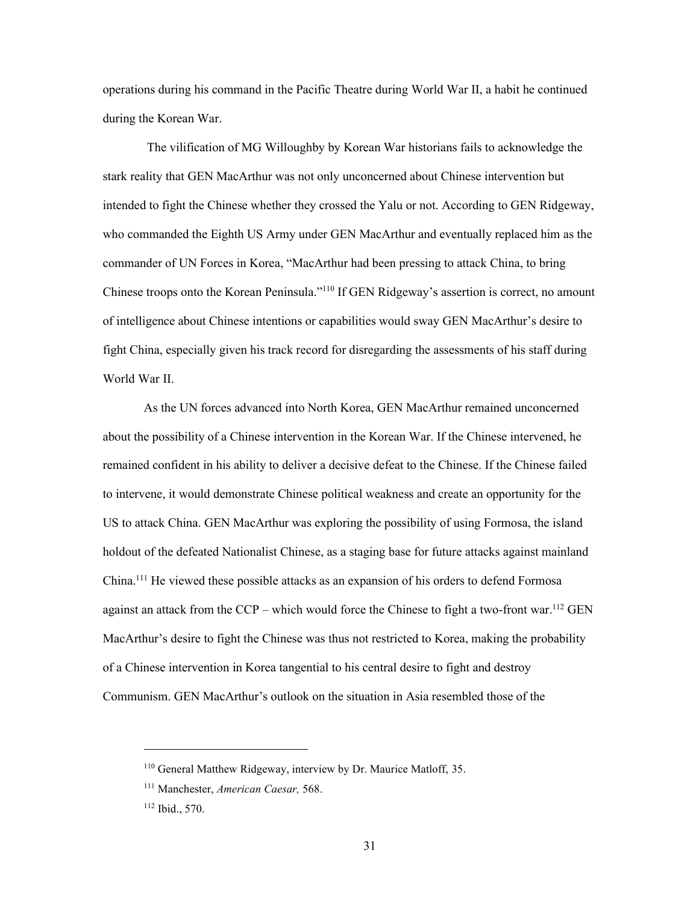operations during his command in the Pacific Theatre during World War II, a habit he continued during the Korean War.

The vilification of MG Willoughby by Korean War historians fails to acknowledge the stark reality that GEN MacArthur was not only unconcerned about Chinese intervention but intended to fight the Chinese whether they crossed the Yalu or not. According to GEN Ridgeway, who commanded the Eighth US Army under GEN MacArthur and eventually replaced him as the commander of UN Forces in Korea, "MacArthur had been pressing to attack China, to bring Chinese troops onto the Korean Peninsula."[110] If GEN Ridgeway's assertion is correct, no amount of intelligence about Chinese intentions or capabilities would sway GEN MacArthur's desire to fight China, especially given his track record for disregarding the assessments of his staff during World War II.

As the UN forces advanced into North Korea, GEN MacArthur remained unconcerned about the possibility of a Chinese intervention in the Korean War. If the Chinese intervened, he remained confident in his ability to deliver a decisive defeat to the Chinese. If the Chinese failed to intervene, it would demonstrate Chinese political weakness and create an opportunity for the US to attack China. GEN MacArthur was exploring the possibility of using Formosa, the island holdout of the defeated Nationalist Chinese, as a staging base for future attacks against mainland China.[111] He viewed these possible attacks as an expansion of his orders to defend Formosa against an attack from the CCP – which would force the Chinese to fight a two-front war.[112] GEN MacArthur's desire to fight the Chinese was thus not restricted to Korea, making the probability of a Chinese intervention in Korea tangential to his central desire to fight and destroy Communism. GEN MacArthur's outlook on the situation in Asia resembled those of the

---

[110] General Matthew Ridgeway, interview by Dr. Maurice Matloff, 35.

[111] Manchester, *American Caesar,* 568.

[112] Ibid., 570.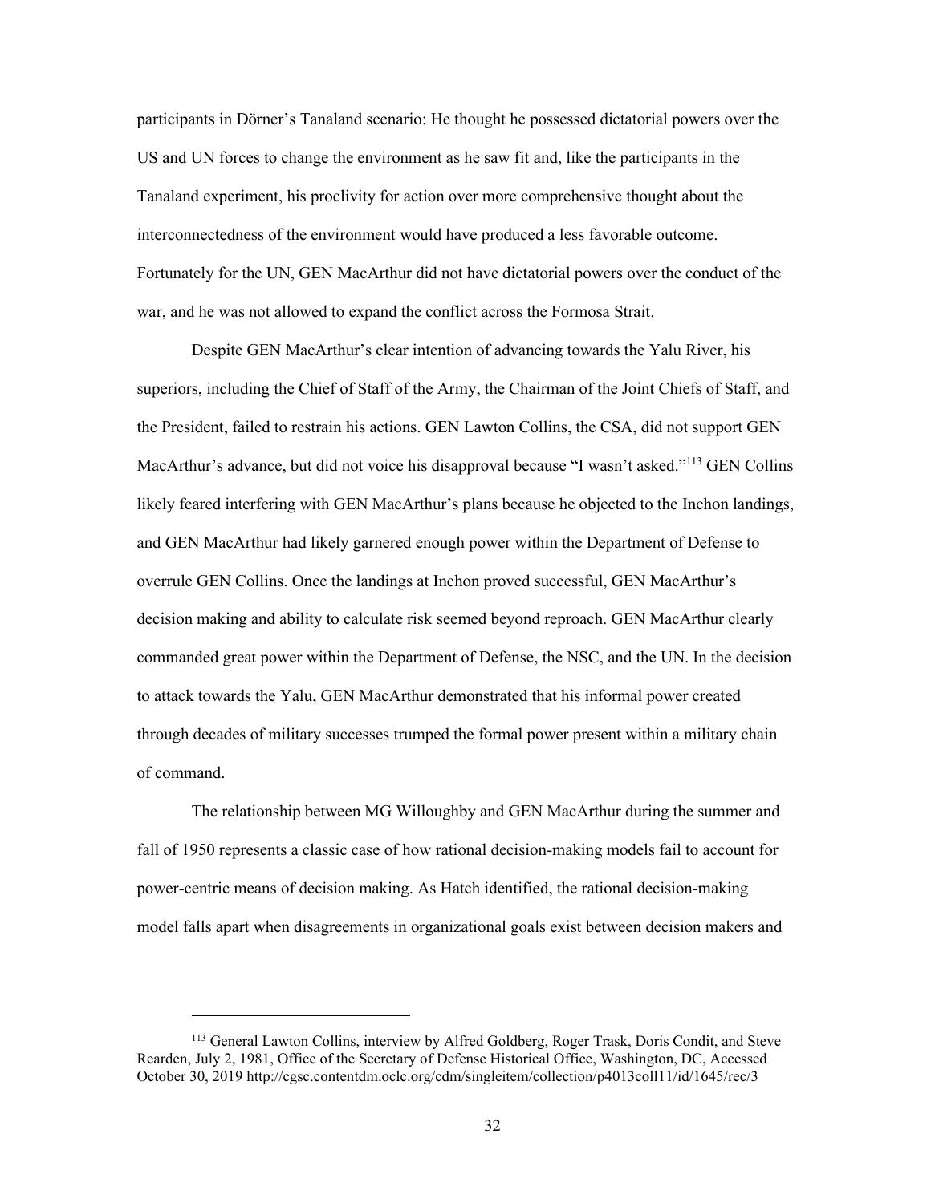participants in Dörner's Tanaland scenario: He thought he possessed dictatorial powers over the US and UN forces to change the environment as he saw fit and, like the participants in the Tanaland experiment, his proclivity for action over more comprehensive thought about the interconnectedness of the environment would have produced a less favorable outcome. Fortunately for the UN, GEN MacArthur did not have dictatorial powers over the conduct of the war, and he was not allowed to expand the conflict across the Formosa Strait.

Despite GEN MacArthur's clear intention of advancing towards the Yalu River, his superiors, including the Chief of Staff of the Army, the Chairman of the Joint Chiefs of Staff, and the President, failed to restrain his actions. GEN Lawton Collins, the CSA, did not support GEN MacArthur's advance, but did not voice his disapproval because "I wasn't asked."[113] GEN Collins likely feared interfering with GEN MacArthur's plans because he objected to the Inchon landings, and GEN MacArthur had likely garnered enough power within the Department of Defense to overrule GEN Collins. Once the landings at Inchon proved successful, GEN MacArthur's decision making and ability to calculate risk seemed beyond reproach. GEN MacArthur clearly commanded great power within the Department of Defense, the NSC, and the UN. In the decision to attack towards the Yalu, GEN MacArthur demonstrated that his informal power created through decades of military successes trumped the formal power present within a military chain of command.

The relationship between MG Willoughby and GEN MacArthur during the summer and fall of 1950 represents a classic case of how rational decision-making models fail to account for power-centric means of decision making. As Hatch identified, the rational decision-making model falls apart when disagreements in organizational goals exist between decision makers and

---

[113] General Lawton Collins, interview by Alfred Goldberg, Roger Trask, Doris Condit, and Steve Rearden, July 2, 1981, Office of the Secretary of Defense Historical Office, Washington, DC, Accessed October 30, 2019 http://cgsc.contentdm.oclc.org/cdm/singleitem/collection/p4013coll11/id/1645/rec/3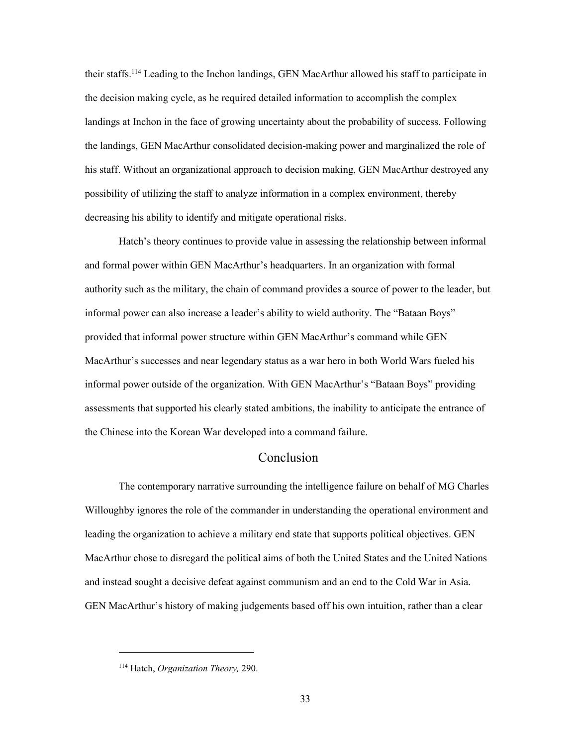their staffs.[114] Leading to the Inchon landings, GEN MacArthur allowed his staff to participate in the decision making cycle, as he required detailed information to accomplish the complex landings at Inchon in the face of growing uncertainty about the probability of success. Following the landings, GEN MacArthur consolidated decision-making power and marginalized the role of his staff. Without an organizational approach to decision making, GEN MacArthur destroyed any possibility of utilizing the staff to analyze information in a complex environment, thereby decreasing his ability to identify and mitigate operational risks.

Hatch's theory continues to provide value in assessing the relationship between informal and formal power within GEN MacArthur's headquarters. In an organization with formal authority such as the military, the chain of command provides a source of power to the leader, but informal power can also increase a leader's ability to wield authority. The "Bataan Boys" provided that informal power structure within GEN MacArthur's command while GEN MacArthur's successes and near legendary status as a war hero in both World Wars fueled his informal power outside of the organization. With GEN MacArthur's "Bataan Boys" providing assessments that supported his clearly stated ambitions, the inability to anticipate the entrance of the Chinese into the Korean War developed into a command failure.

## Conclusion

The contemporary narrative surrounding the intelligence failure on behalf of MG Charles Willoughby ignores the role of the commander in understanding the operational environment and leading the organization to achieve a military end state that supports political objectives. GEN MacArthur chose to disregard the political aims of both the United States and the United Nations and instead sought a decisive defeat against communism and an end to the Cold War in Asia. GEN MacArthur's history of making judgements based off his own intuition, rather than a clear

---

[114] Hatch, *Organization Theory,* 290.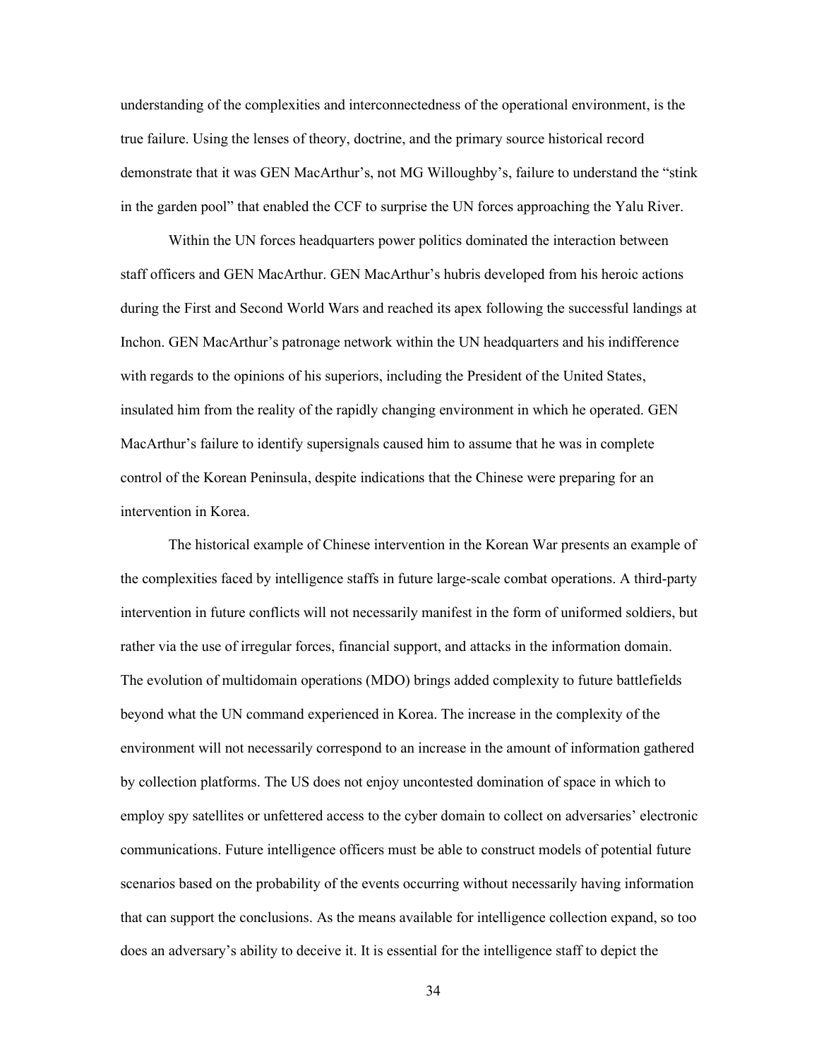understanding of the complexities and interconnectedness of the operational environment, is the true failure. Using the lenses of theory, doctrine, and the primary source historical record demonstrate that it was GEN MacArthur's, not MG Willoughby's, failure to understand the "stink in the garden pool" that enabled the CCF to surprise the UN forces approaching the Yalu River.

Within the UN forces headquarters power politics dominated the interaction between staff officers and GEN MacArthur. GEN MacArthur's hubris developed from his heroic actions during the First and Second World Wars and reached its apex following the successful landings at Inchon. GEN MacArthur's patronage network within the UN headquarters and his indifference with regards to the opinions of his superiors, including the President of the United States, insulated him from the reality of the rapidly changing environment in which he operated. GEN MacArthur's failure to identify supersignals caused him to assume that he was in complete control of the Korean Peninsula, despite indications that the Chinese were preparing for an intervention in Korea.

The historical example of Chinese intervention in the Korean War presents an example of the complexities faced by intelligence staffs in future large-scale combat operations. A third-party intervention in future conflicts will not necessarily manifest in the form of uniformed soldiers, but rather via the use of irregular forces, financial support, and attacks in the information domain. The evolution of multidomain operations (MDO) brings added complexity to future battlefields beyond what the UN command experienced in Korea. The increase in the complexity of the environment will not necessarily correspond to an increase in the amount of information gathered by collection platforms. The US does not enjoy uncontested domination of space in which to employ spy satellites or unfettered access to the cyber domain to collect on adversaries' electronic communications. Future intelligence officers must be able to construct models of potential future scenarios based on the probability of the events occurring without necessarily having information that can support the conclusions. As the means available for intelligence collection expand, so too does an adversary's ability to deceive it. It is essential for the intelligence staff to depict the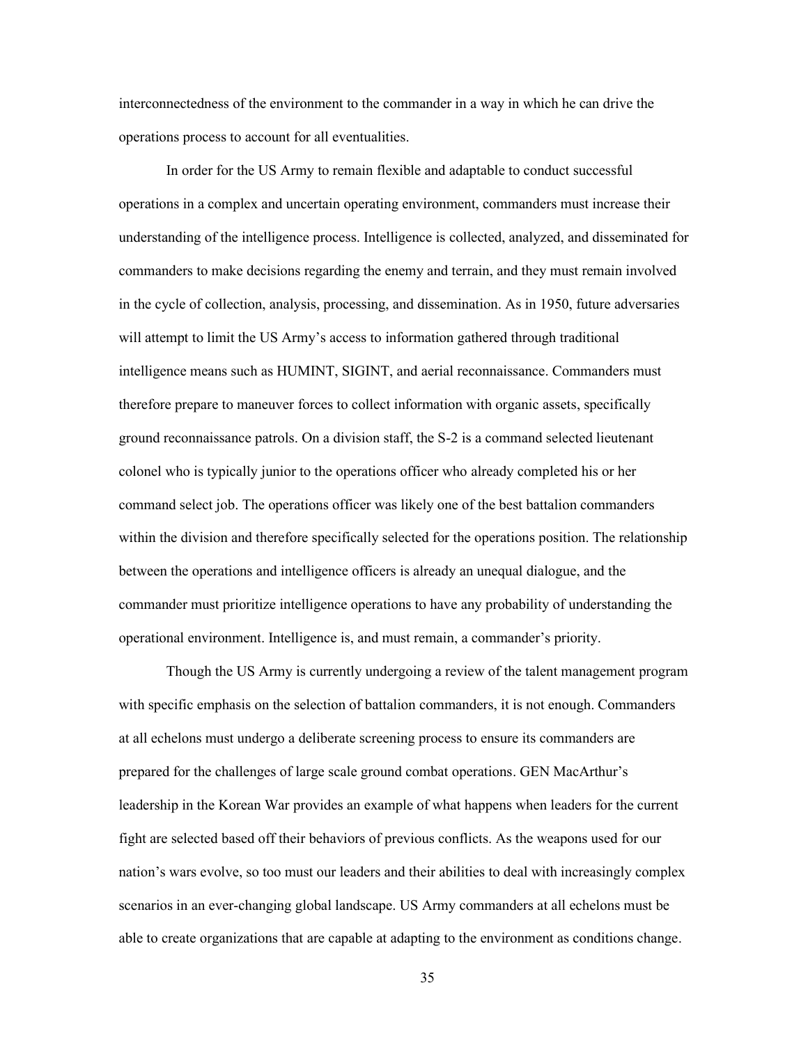interconnectedness of the environment to the commander in a way in which he can drive the operations process to account for all eventualities.

In order for the US Army to remain flexible and adaptable to conduct successful operations in a complex and uncertain operating environment, commanders must increase their understanding of the intelligence process. Intelligence is collected, analyzed, and disseminated for commanders to make decisions regarding the enemy and terrain, and they must remain involved in the cycle of collection, analysis, processing, and dissemination. As in 1950, future adversaries will attempt to limit the US Army's access to information gathered through traditional intelligence means such as HUMINT, SIGINT, and aerial reconnaissance. Commanders must therefore prepare to maneuver forces to collect information with organic assets, specifically ground reconnaissance patrols. On a division staff, the S-2 is a command selected lieutenant colonel who is typically junior to the operations officer who already completed his or her command select job. The operations officer was likely one of the best battalion commanders within the division and therefore specifically selected for the operations position. The relationship between the operations and intelligence officers is already an unequal dialogue, and the commander must prioritize intelligence operations to have any probability of understanding the operational environment. Intelligence is, and must remain, a commander's priority.

Though the US Army is currently undergoing a review of the talent management program with specific emphasis on the selection of battalion commanders, it is not enough. Commanders at all echelons must undergo a deliberate screening process to ensure its commanders are prepared for the challenges of large scale ground combat operations. GEN MacArthur's leadership in the Korean War provides an example of what happens when leaders for the current fight are selected based off their behaviors of previous conflicts. As the weapons used for our nation's wars evolve, so too must our leaders and their abilities to deal with increasingly complex scenarios in an ever-changing global landscape. US Army commanders at all echelons must be able to create organizations that are capable at adapting to the environment as conditions change.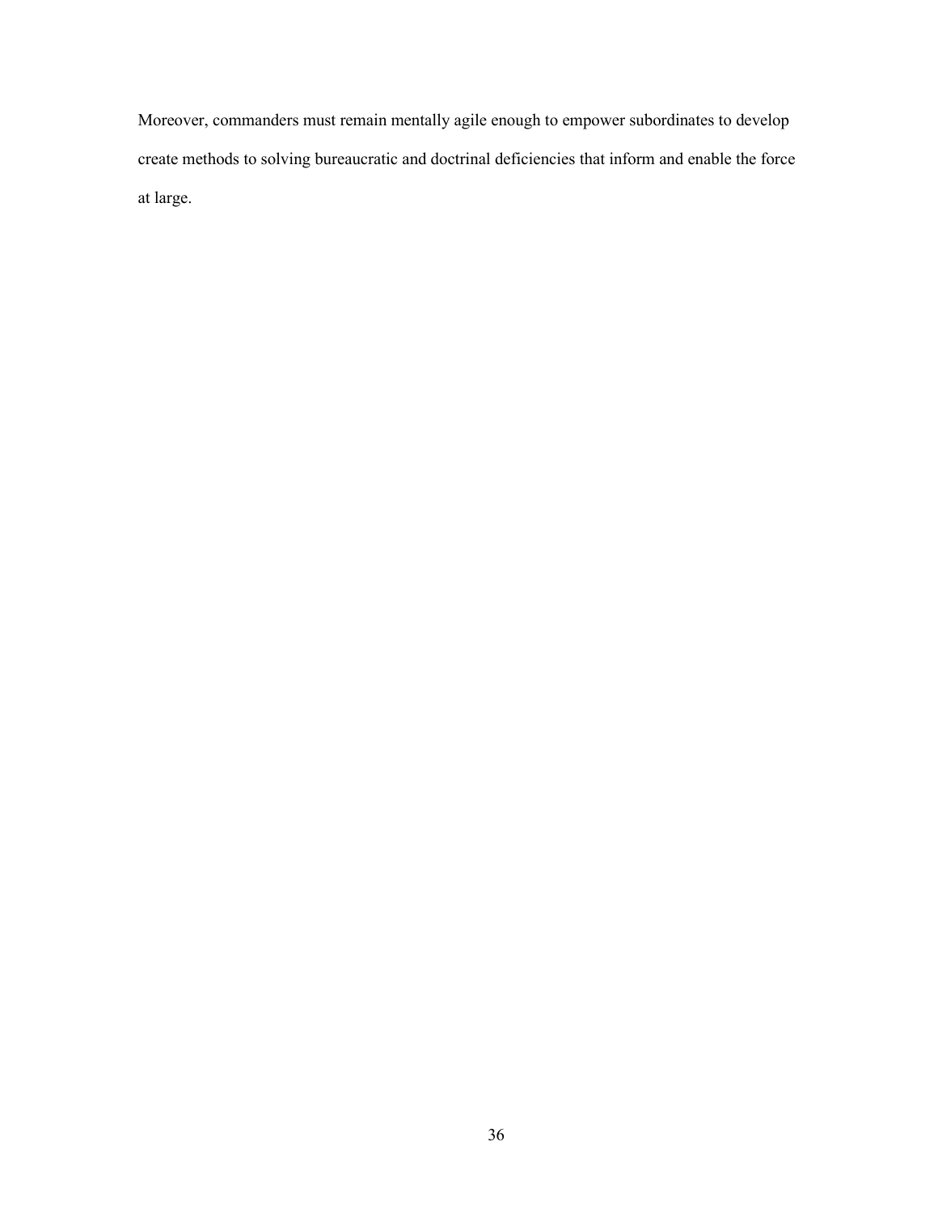Moreover, commanders must remain mentally agile enough to empower subordinates to develop create methods to solving bureaucratic and doctrinal deficiencies that inform and enable the force at large.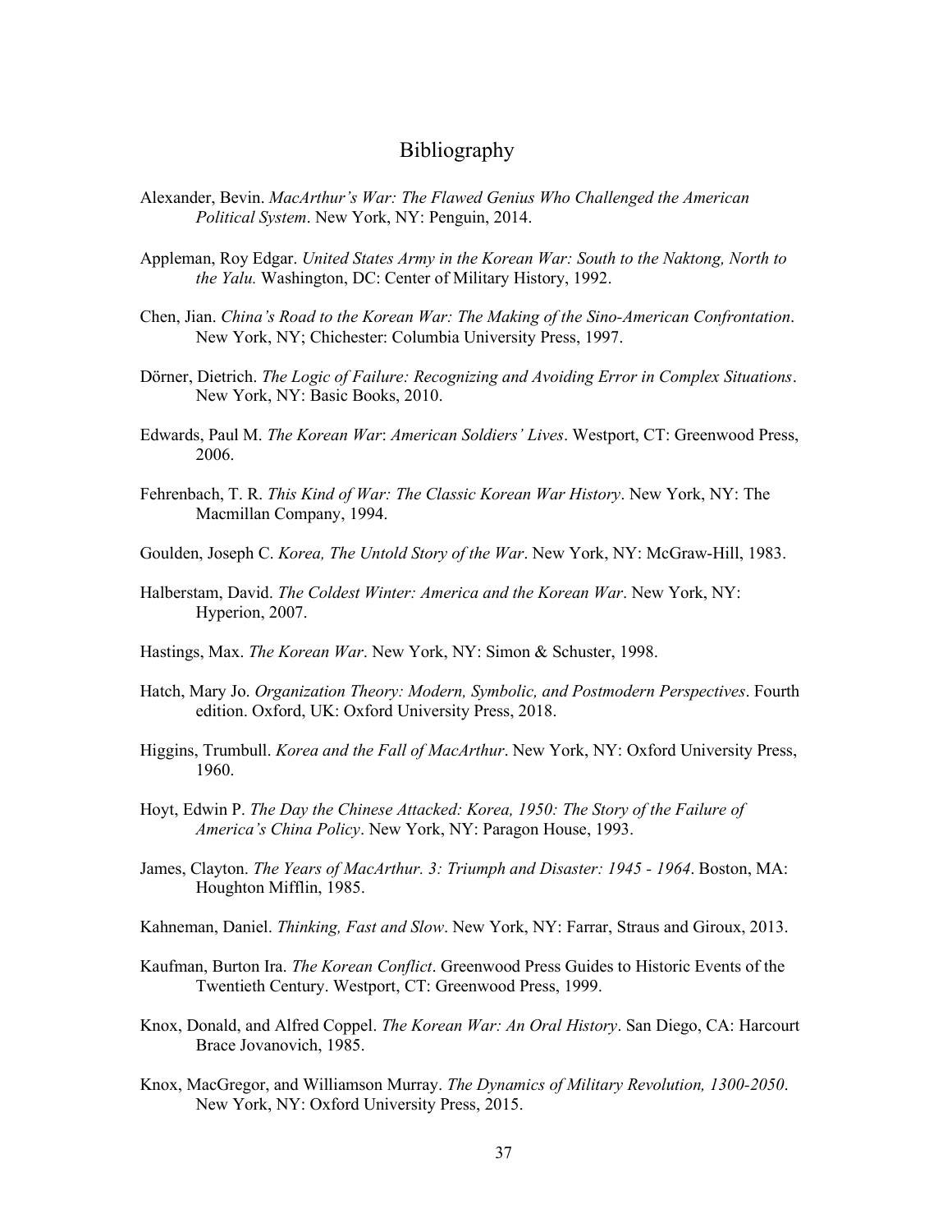# Bibliography

Alexander, Bevin. *MacArthur's War: The Flawed Genius Who Challenged the American Political System*. New York, NY: Penguin, 2014.

Appleman, Roy Edgar. *United States Army in the Korean War: South to the Naktong, North to the Yalu.* Washington, DC: Center of Military History, 1992.

Chen, Jian. *China's Road to the Korean War: The Making of the Sino-American Confrontation*. New York, NY; Chichester: Columbia University Press, 1997.

Dörner, Dietrich. *The Logic of Failure: Recognizing and Avoiding Error in Complex Situations*. New York, NY: Basic Books, 2010.

Edwards, Paul M. *The Korean War: American Soldiers' Lives*. Westport, CT: Greenwood Press, 2006.

Fehrenbach, T. R. *This Kind of War: The Classic Korean War History*. New York, NY: The Macmillan Company, 1994.

Goulden, Joseph C. *Korea, The Untold Story of the War*. New York, NY: McGraw-Hill, 1983.

Halberstam, David. *The Coldest Winter: America and the Korean War*. New York, NY: Hyperion, 2007.

Hastings, Max. *The Korean War*. New York, NY: Simon & Schuster, 1998.

Hatch, Mary Jo. *Organization Theory: Modern, Symbolic, and Postmodern Perspectives*. Fourth edition. Oxford, UK: Oxford University Press, 2018.

Higgins, Trumbull. *Korea and the Fall of MacArthur*. New York, NY: Oxford University Press, 1960.

Hoyt, Edwin P. *The Day the Chinese Attacked: Korea, 1950: The Story of the Failure of America's China Policy*. New York, NY: Paragon House, 1993.

James, Clayton. *The Years of MacArthur. 3: Triumph and Disaster: 1945 - 1964*. Boston, MA: Houghton Mifflin, 1985.

Kahneman, Daniel. *Thinking, Fast and Slow*. New York, NY: Farrar, Straus and Giroux, 2013.

Kaufman, Burton Ira. *The Korean Conflict*. Greenwood Press Guides to Historic Events of the Twentieth Century. Westport, CT: Greenwood Press, 1999.

Knox, Donald, and Alfred Coppel. *The Korean War: An Oral History*. San Diego, CA: Harcourt Brace Jovanovich, 1985.

Knox, MacGregor, and Williamson Murray. *The Dynamics of Military Revolution, 1300-2050*. New York, NY: Oxford University Press, 2015.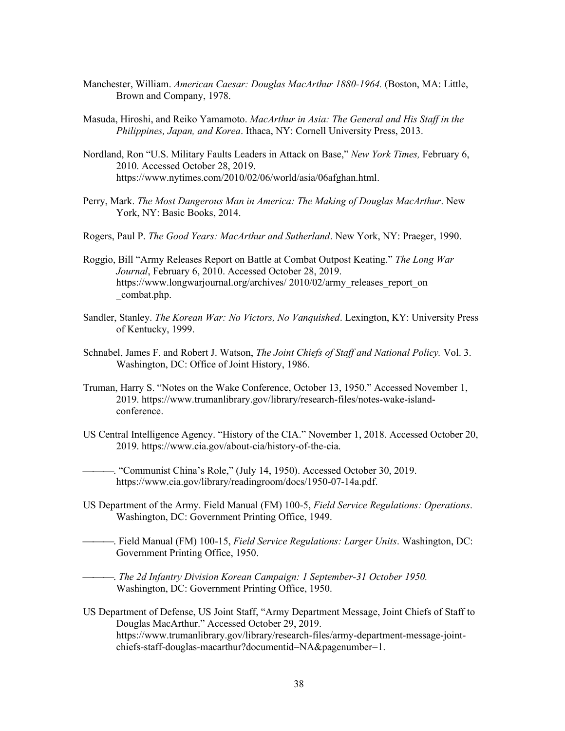Manchester, William. *American Caesar: Douglas MacArthur 1880-1964.* (Boston, MA: Little, Brown and Company, 1978.

Masuda, Hiroshi, and Reiko Yamamoto. *MacArthur in Asia: The General and His Staff in the Philippines, Japan, and Korea*. Ithaca, NY: Cornell University Press, 2013.

Nordland, Ron "U.S. Military Faults Leaders in Attack on Base," *New York Times,* February 6, 2010. Accessed October 28, 2019. https://www.nytimes.com/2010/02/06/world/asia/06afghan.html.

Perry, Mark. *The Most Dangerous Man in America: The Making of Douglas MacArthur*. New York, NY: Basic Books, 2014.

Rogers, Paul P. *The Good Years: MacArthur and Sutherland*. New York, NY: Praeger, 1990.

Roggio, Bill "Army Releases Report on Battle at Combat Outpost Keating." *The Long War Journal*, February 6, 2010. Accessed October 28, 2019. https://www.longwarjournal.org/archives/ 2010/02/army_releases_report_on _combat.php.

Sandler, Stanley. *The Korean War: No Victors, No Vanquished*. Lexington, KY: University Press of Kentucky, 1999.

Schnabel, James F. and Robert J. Watson, *The Joint Chiefs of Staff and National Policy.* Vol. 3. Washington, DC: Office of Joint History, 1986.

Truman, Harry S. "Notes on the Wake Conference, October 13, 1950." Accessed November 1, 2019. https://www.trumanlibrary.gov/library/research-files/notes-wake-island-conference.

US Central Intelligence Agency. "History of the CIA." November 1, 2018. Accessed October 20, 2019. https://www.cia.gov/about-cia/history-of-the-cia.

———. "Communist China's Role," (July 14, 1950). Accessed October 30, 2019. https://www.cia.gov/library/readingroom/docs/1950-07-14a.pdf.

US Department of the Army. Field Manual (FM) 100-5, *Field Service Regulations: Operations*. Washington, DC: Government Printing Office, 1949.

———. Field Manual (FM) 100-15, *Field Service Regulations: Larger Units*. Washington, DC: Government Printing Office, 1950.

———. *The 2d Infantry Division Korean Campaign: 1 September-31 October 1950.* Washington, DC: Government Printing Office, 1950.

US Department of Defense, US Joint Staff, "Army Department Message, Joint Chiefs of Staff to Douglas MacArthur." Accessed October 29, 2019. https://www.trumanlibrary.gov/library/research-files/army-department-message-joint-chiefs-staff-douglas-macarthur?documentid=NA&pagenumber=1.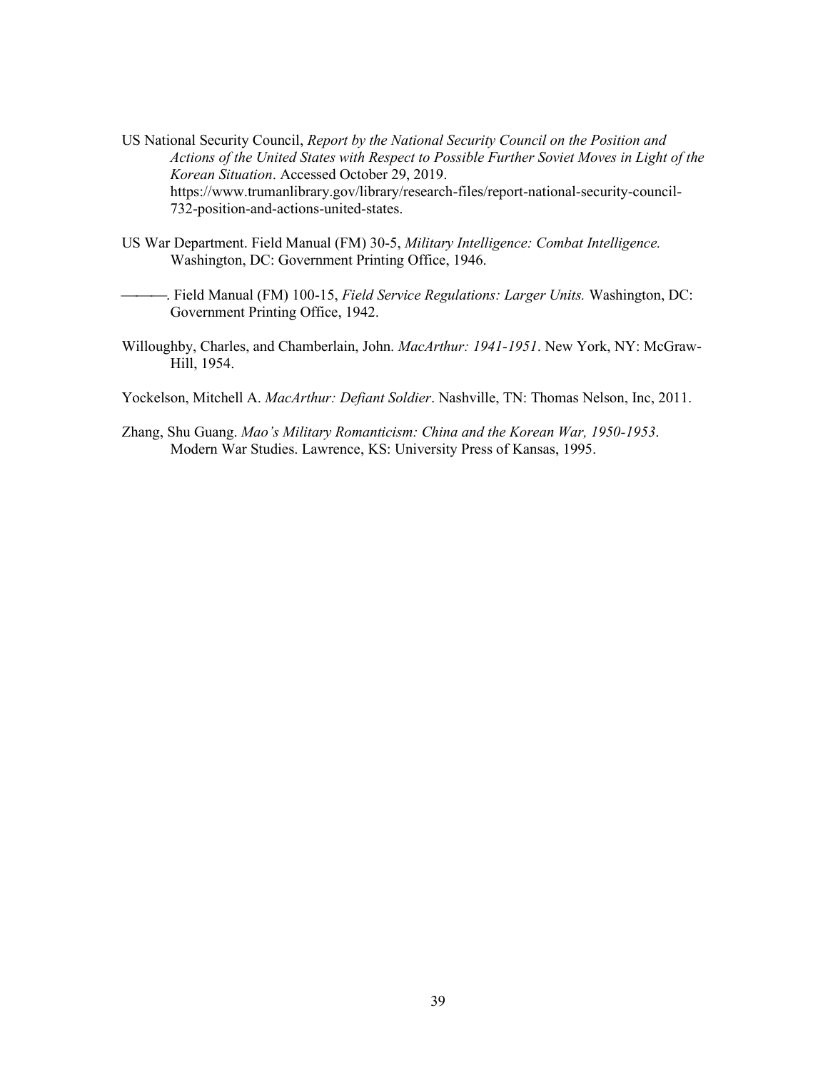US National Security Council, *Report by the National Security Council on the Position and Actions of the United States with Respect to Possible Further Soviet Moves in Light of the Korean Situation*. Accessed October 29, 2019. https://www.trumanlibrary.gov/library/research-files/report-national-security-council-732-position-and-actions-united-states.

US War Department. Field Manual (FM) 30-5, *Military Intelligence: Combat Intelligence.* Washington, DC: Government Printing Office, 1946.

———. Field Manual (FM) 100-15, *Field Service Regulations: Larger Units.* Washington, DC: Government Printing Office, 1942.

Willoughby, Charles, and Chamberlain, John. *MacArthur: 1941-1951*. New York, NY: McGraw-Hill, 1954.

Yockelson, Mitchell A. *MacArthur: Defiant Soldier*. Nashville, TN: Thomas Nelson, Inc, 2011.

Zhang, Shu Guang. *Mao's Military Romanticism: China and the Korean War, 1950-1953*. Modern War Studies. Lawrence, KS: University Press of Kansas, 1995.